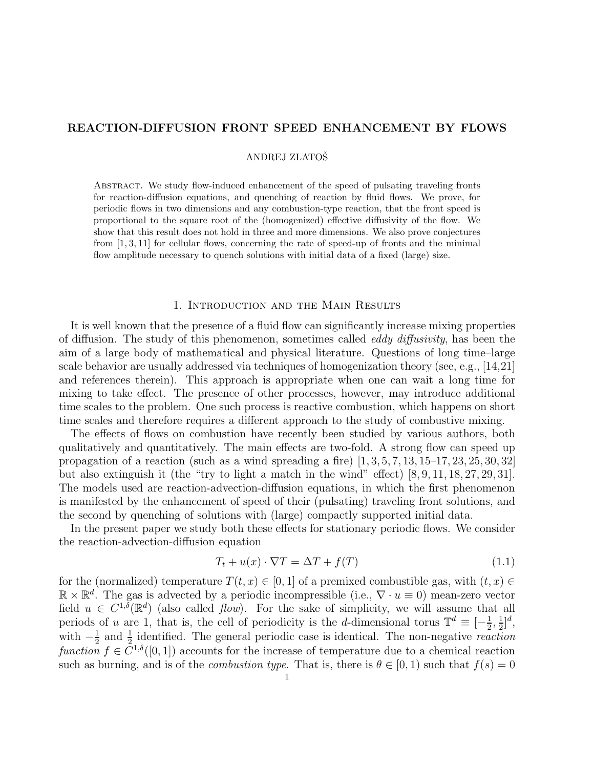# REACTION-DIFFUSION FRONT SPEED ENHANCEMENT BY FLOWS

ANDREJ ZLATOŠ

Abstract. We study flow-induced enhancement of the speed of pulsating traveling fronts for reaction-diffusion equations, and quenching of reaction by fluid flows. We prove, for periodic flows in two dimensions and any combustion-type reaction, that the front speed is proportional to the square root of the (homogenized) effective diffusivity of the flow. We show that this result does not hold in three and more dimensions. We also prove conjectures from [1, 3, 11] for cellular flows, concerning the rate of speed-up of fronts and the minimal flow amplitude necessary to quench solutions with initial data of a fixed (large) size.

## 1. Introduction and the Main Results

It is well known that the presence of a fluid flow can significantly increase mixing properties of diffusion. The study of this phenomenon, sometimes called *eddy diffusivity*, has been the aim of a large body of mathematical and physical literature. Questions of long time–large scale behavior are usually addressed via techniques of homogenization theory (see, e.g., [14,21] and references therein). This approach is appropriate when one can wait a long time for mixing to take effect. The presence of other processes, however, may introduce additional time scales to the problem. One such process is reactive combustion, which happens on short time scales and therefore requires a different approach to the study of combustive mixing.

The effects of flows on combustion have recently been studied by various authors, both qualitatively and quantitatively. The main effects are two-fold. A strong flow can speed up propagation of a reaction (such as a wind spreading a fire) [1, 3, 5, 7, 13, 15–17, 23, 25, 30, 32] but also extinguish it (the "try to light a match in the wind" effect) [8, 9, 11, 18, 27, 29, 31]. The models used are reaction-advection-diffusion equations, in which the first phenomenon is manifested by the enhancement of speed of their (pulsating) traveling front solutions, and the second by quenching of solutions with (large) compactly supported initial data.

In the present paper we study both these effects for stationary periodic flows. We consider the reaction-advection-diffusion equation

$$T_t + u(x) \cdot \nabla T = \Delta T + f(T) \tag{1.1}$$

for the (normalized) temperature $T(t, x) \in [0, 1]$ of a premixed combustible gas, with $(t, x) \in \mathbb{R} \times \mathbb{R}^d$. The gas is advected by a periodic incompressible (i.e., $\nabla \cdot u \equiv 0$) mean-zero vector field $u \in C^{1,\delta}(\mathbb{R}^d)$ (also called *flow*). For the sake of simplicity, we will assume that all periods of $u$ are 1, that is, the cell of periodicity is the $d$-dimensional torus $\mathbb{T}^d \equiv [-\frac{1}{2}, \frac{1}{2}]^d$, with $-\frac{1}{2}$ and $\frac{1}{2}$ identified. The general periodic case is identical. The non-negative *reaction function* $f \in C^{1,\delta}([0, 1])$ accounts for the increase of temperature due to a chemical reaction such as burning, and is of the *combustion type*. That is, there is $\theta \in [0, 1)$ such that $f(s) = 0$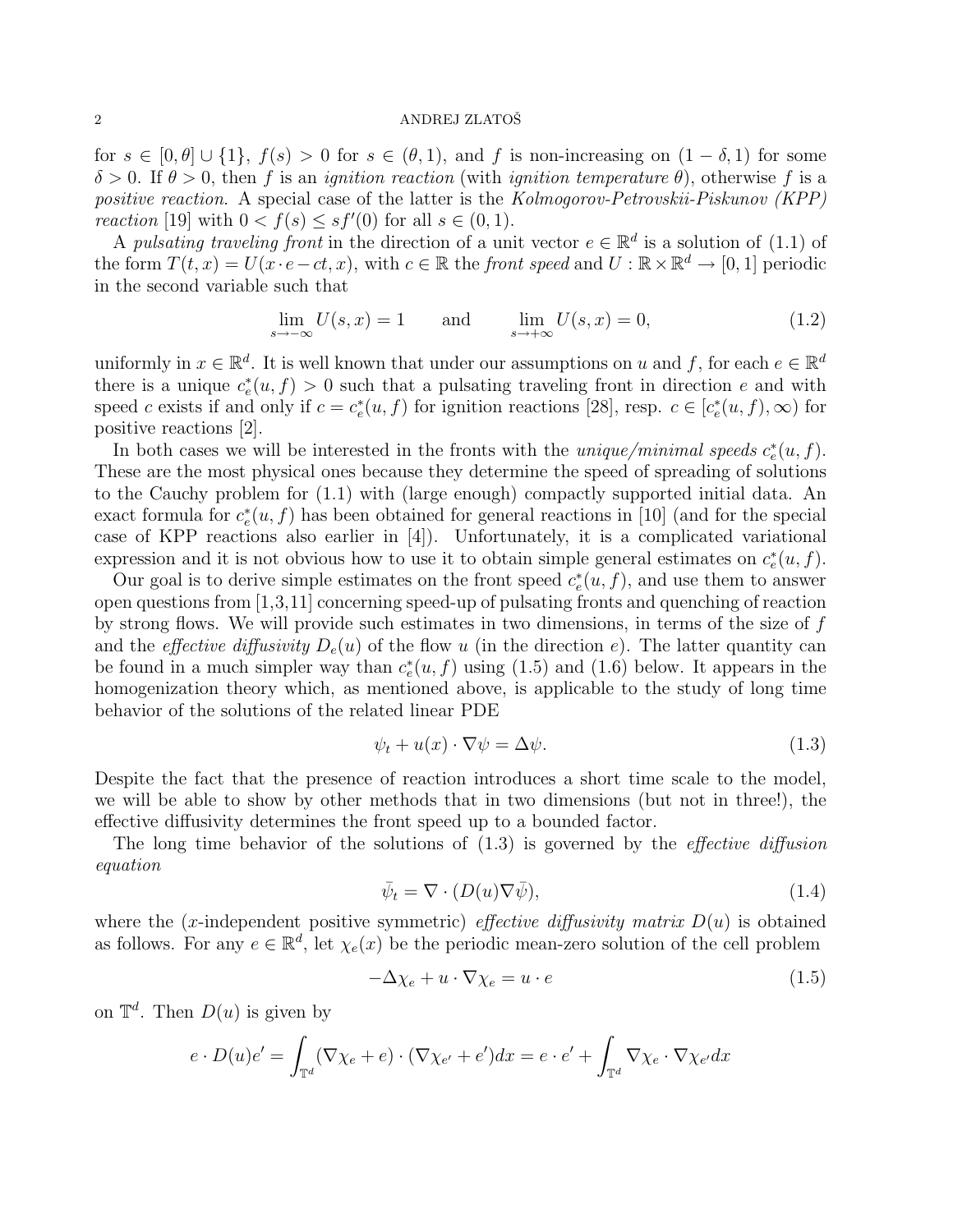for $s \in [0, \theta] \cup \{1\}$, $f(s) > 0$ for $s \in (\theta, 1)$, and $f$ is non-increasing on $(1 - \delta, 1)$ for some $\delta > 0$. If $\theta > 0$, then $f$ is an *ignition reaction* (with *ignition temperature* $\theta$), otherwise $f$ is a *positive reaction*. A special case of the latter is the *Kolmogorov-Petrovskii-Piskunov (KPP) reaction* [19] with $0 < f(s) \leq sf'(0)$ for all $s \in (0, 1)$.

A *pulsating traveling front* in the direction of a unit vector $e \in \mathbb{R}^d$ is a solution of (1.1) of the form $T(t, x) = U(x \cdot e - ct, x)$, with $c \in \mathbb{R}$ the *front speed* and $U : \mathbb{R} \times \mathbb{R}^d \to [0, 1]$ periodic in the second variable such that

$$\lim_{s \to -\infty} U(s, x) = 1 \qquad \text{and} \qquad \lim_{s \to +\infty} U(s, x) = 0, \tag{1.2}$$

uniformly in $x \in \mathbb{R}^d$. It is well known that under our assumptions on $u$ and $f$, for each $e \in \mathbb{R}^d$ there is a unique $c_e^*(u, f) > 0$ such that a pulsating traveling front in direction $e$ and with speed $c$ exists if and only if $c = c_e^*(u, f)$ for ignition reactions [28], resp. $c \in [c_e^*(u, f), \infty)$ for positive reactions [2].

In both cases we will be interested in the fronts with the *unique/minimal speeds* $c_e^*(u, f)$. These are the most physical ones because they determine the speed of spreading of solutions to the Cauchy problem for (1.1) with (large enough) compactly supported initial data. An exact formula for $c_e^*(u, f)$ has been obtained for general reactions in [10] (and for the special case of KPP reactions also earlier in [4]). Unfortunately, it is a complicated variational expression and it is not obvious how to use it to obtain simple general estimates on $c_e^*(u, f)$.

Our goal is to derive simple estimates on the front speed $c_e^*(u, f)$, and use them to answer open questions from [1,3,11] concerning speed-up of pulsating fronts and quenching of reaction by strong flows. We will provide such estimates in two dimensions, in terms of the size of $f$ and the *effective diffusivity* $D_e(u)$ of the flow $u$ (in the direction $e$). The latter quantity can be found in a much simpler way than $c_e^*(u, f)$ using (1.5) and (1.6) below. It appears in the homogenization theory which, as mentioned above, is applicable to the study of long time behavior of the solutions of the related linear PDE

$$\psi_t + u(x) \cdot \nabla \psi = \Delta \psi. \tag{1.3}$$

Despite the fact that the presence of reaction introduces a short time scale to the model, we will be able to show by other methods that in two dimensions (but not in three!), the effective diffusivity determines the front speed up to a bounded factor.

The long time behavior of the solutions of (1.3) is governed by the *effective diffusion equation*

$$\bar{\psi}_t = \nabla \cdot (D(u) \nabla \bar{\psi}), \tag{1.4}$$

where the ($x$-independent positive symmetric) *effective diffusivity matrix* $D(u)$ is obtained as follows. For any $e \in \mathbb{R}^d$, let $\chi_e(x)$ be the periodic mean-zero solution of the cell problem

$$-\Delta \chi_e + u \cdot \nabla \chi_e = u \cdot e \tag{1.5}$$

on $\mathbb{T}^d$. Then $D(u)$ is given by

$$e \cdot D(u) e' = \int_{\mathbb{T}^d} (\nabla \chi_e + e) \cdot (\nabla \chi_{e'} + e') dx = e \cdot e' + \int_{\mathbb{T}^d} \nabla \chi_e \cdot \nabla \chi_{e'} dx$$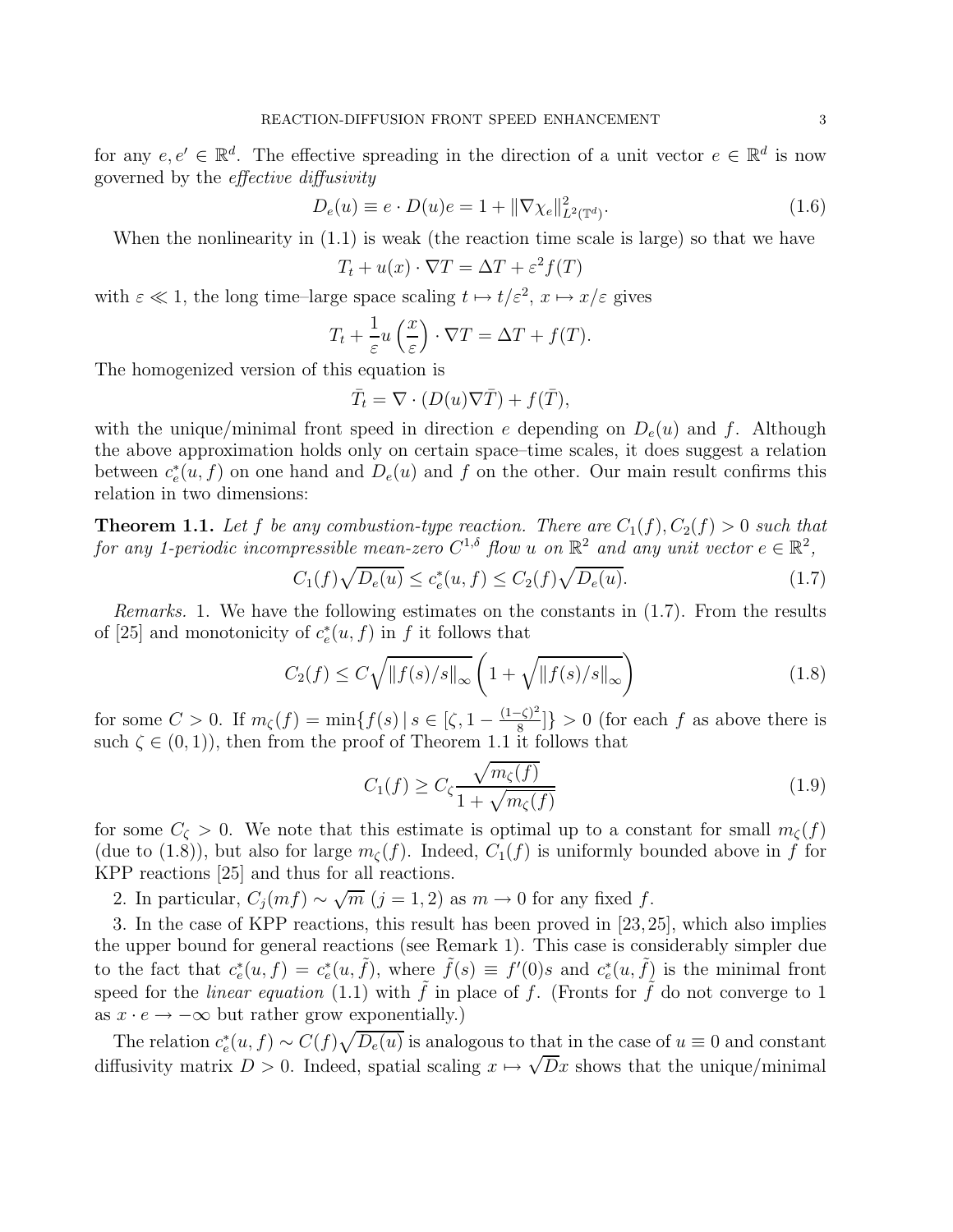for any $e, e' \in \mathbb{R}^d$. The effective spreading in the direction of a unit vector $e \in \mathbb{R}^d$ is now governed by the *effective diffusivity*

$$D_e(u) \equiv e \cdot D(u)e = 1 + \|\nabla \chi_e\|^2_{L^2(\mathbb{T}^d)}. \tag{1.6}$$

When the nonlinearity in (1.1) is weak (the reaction time scale is large) so that we have

$$T_t + u(x) \cdot \nabla T = \Delta T + \varepsilon^2 f(T)$$

with $\varepsilon \ll 1$, the long time–large space scaling $t \mapsto t/\varepsilon^2$, $x \mapsto x/\varepsilon$ gives

$$T_t + \frac{1}{\varepsilon} u\left(\frac{x}{\varepsilon}\right) \cdot \nabla T = \Delta T + f(T).$$

The homogenized version of this equation is

$$\bar{T}_t = \nabla \cdot (D(u)\nabla \bar{T}) + f(\bar{T}),$$

with the unique/minimal front speed in direction $e$ depending on $D_e(u)$ and $f$. Although the above approximation holds only on certain space–time scales, it does suggest a relation between $c^*_e(u, f)$ on one hand and $D_e(u)$ and $f$ on the other. Our main result confirms this relation in two dimensions:

**Theorem 1.1.** *Let $f$ be any combustion-type reaction. There are $C_1(f), C_2(f) > 0$ such that for any 1-periodic incompressible mean-zero $C^{1,\delta}$ flow $u$ on $\mathbb{R}^2$ and any unit vector $e \in \mathbb{R}^2$,*

$$C_1(f)\sqrt{D_e(u)} \le c^*_e(u, f) \le C_2(f)\sqrt{D_e(u)}. \tag{1.7}$$

*Remarks.* 1. We have the following estimates on the constants in (1.7). From the results of [25] and monotonicity of $c^*_e(u, f)$ in $f$ it follows that

$$C_2(f) \le C\sqrt{\|f(s)/s\|_\infty}\left(1 + \sqrt{\|f(s)/s\|_\infty}\right) \tag{1.8}$$

for some $C > 0$. If $m_\zeta(f) = \min\{f(s) \,|\, s \in [\zeta, 1 - \frac{(1-\zeta)^2}{8}]\} > 0$ (for each $f$ as above there is such $\zeta \in (0, 1)$), then from the proof of Theorem 1.1 it follows that

$$C_1(f) \ge C_\zeta \frac{\sqrt{m_\zeta(f)}}{1 + \sqrt{m_\zeta(f)}} \tag{1.9}$$

for some $C_\zeta > 0$. We note that this estimate is optimal up to a constant for small $m_\zeta(f)$ (due to (1.8)), but also for large $m_\zeta(f)$. Indeed, $C_1(f)$ is uniformly bounded above in $f$ for KPP reactions [25] and thus for all reactions.

2. In particular, $C_j(mf) \sim \sqrt{m}$ ($j = 1, 2$) as $m \to 0$ for any fixed $f$.

3. In the case of KPP reactions, this result has been proved in [23, 25], which also implies the upper bound for general reactions (see Remark 1). This case is considerably simpler due to the fact that $c^*_e(u, f) = c^*_e(u, \tilde{f})$, where $\tilde{f}(s) \equiv f'(0)s$ and $c^*_e(u, \tilde{f})$ is the minimal front speed for the *linear equation* (1.1) with $\tilde{f}$ in place of $f$. (Fronts for $\tilde{f}$ do not converge to 1 as $x \cdot e \to -\infty$ but rather grow exponentially.)

The relation $c^*_e(u, f) \sim C(f)\sqrt{D_e(u)}$ is analogous to that in the case of $u \equiv 0$ and constant diffusivity matrix $D > 0$. Indeed, spatial scaling $x \mapsto \sqrt{D}x$ shows that the unique/minimal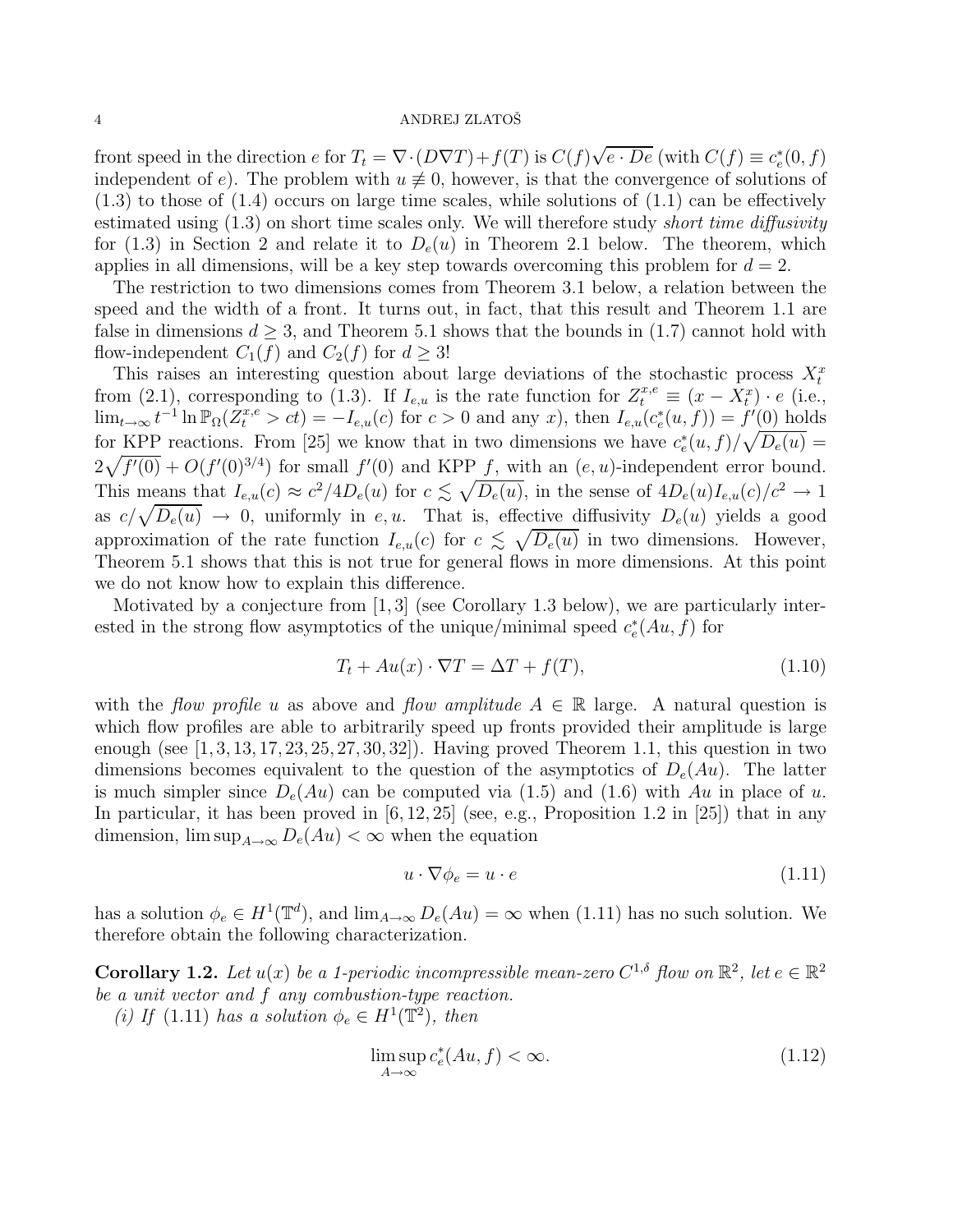front speed in the direction $e$ for $T_t = \nabla\cdot(D\nabla T) + f(T)$ is $C(f)\sqrt{e\cdot De}$ (with $C(f) \equiv c_e^*(0,f)$ independent of $e$). The problem with $u \not\equiv 0$, however, is that the convergence of solutions of (1.3) to those of (1.4) occurs on large time scales, while solutions of (1.1) can be effectively estimated using (1.3) on short time scales only. We will therefore study *short time diffusivity* for (1.3) in Section 2 and relate it to $D_e(u)$ in Theorem 2.1 below. The theorem, which applies in all dimensions, will be a key step towards overcoming this problem for $d = 2$.

The restriction to two dimensions comes from Theorem 3.1 below, a relation between the speed and the width of a front. It turns out, in fact, that this result and Theorem 1.1 are false in dimensions $d \ge 3$, and Theorem 5.1 shows that the bounds in (1.7) cannot hold with flow-independent $C_1(f)$ and $C_2(f)$ for $d \ge 3$!

This raises an interesting question about large deviations of the stochastic process $X_t^x$ from (2.1), corresponding to (1.3). If $I_{e,u}$ is the rate function for $Z_t^{x,e} \equiv (x - X_t^x)\cdot e$ (i.e., $\lim_{t\to\infty} t^{-1}\ln \mathbb{P}_\Omega(Z_t^{x,e} > ct) = -I_{e,u}(c)$ for $c > 0$ and any $x$), then $I_{e,u}(c_e^*(u,f)) = f'(0)$ holds for KPP reactions. From [25] we know that in two dimensions we have $c_e^*(u,f)/\sqrt{D_e(u)} = 2\sqrt{f'(0)} + O(f'(0)^{3/4})$ for small $f'(0)$ and KPP $f$, with an $(e,u)$-independent error bound. This means that $I_{e,u}(c) \approx c^2/4D_e(u)$ for $c \lesssim \sqrt{D_e(u)}$, in the sense of $4D_e(u)I_{e,u}(c)/c^2 \to 1$ as $c/\sqrt{D_e(u)} \to 0$, uniformly in $e, u$. That is, effective diffusivity $D_e(u)$ yields a good approximation of the rate function $I_{e,u}(c)$ for $c \lesssim \sqrt{D_e(u)}$ in two dimensions. However, Theorem 5.1 shows that this is not true for general flows in more dimensions. At this point we do not know how to explain this difference.

Motivated by a conjecture from [1, 3] (see Corollary 1.3 below), we are particularly interested in the strong flow asymptotics of the unique/minimal speed $c_e^*(Au, f)$ for

$$T_t + Au(x)\cdot\nabla T = \Delta T + f(T), \tag{1.10}$$

with the *flow profile* $u$ as above and *flow amplitude* $A \in \mathbb{R}$ large. A natural question is which flow profiles are able to arbitrarily speed up fronts provided their amplitude is large enough (see [1, 3, 13, 17, 23, 25, 27, 30, 32]). Having proved Theorem 1.1, this question in two dimensions becomes equivalent to the question of the asymptotics of $D_e(Au)$. The latter is much simpler since $D_e(Au)$ can be computed via (1.5) and (1.6) with $Au$ in place of $u$. In particular, it has been proved in [6, 12, 25] (see, e.g., Proposition 1.2 in [25]) that in any dimension, $\limsup_{A\to\infty} D_e(Au) < \infty$ when the equation

$$u\cdot\nabla\phi_e = u\cdot e \tag{1.11}$$

has a solution $\phi_e \in H^1(\mathbb{T}^d)$, and $\lim_{A\to\infty} D_e(Au) = \infty$ when (1.11) has no such solution. We therefore obtain the following characterization.

**Corollary 1.2.** *Let $u(x)$ be a 1-periodic incompressible mean-zero $C^{1,\delta}$ flow on $\mathbb{R}^2$, let $e \in \mathbb{R}^2$ be a unit vector and $f$ any combustion-type reaction.*

*(i) If (1.11) has a solution $\phi_e \in H^1(\mathbb{T}^2)$, then*

$$\limsup_{A\to\infty} c_e^*(Au, f) < \infty. \tag{1.12}$$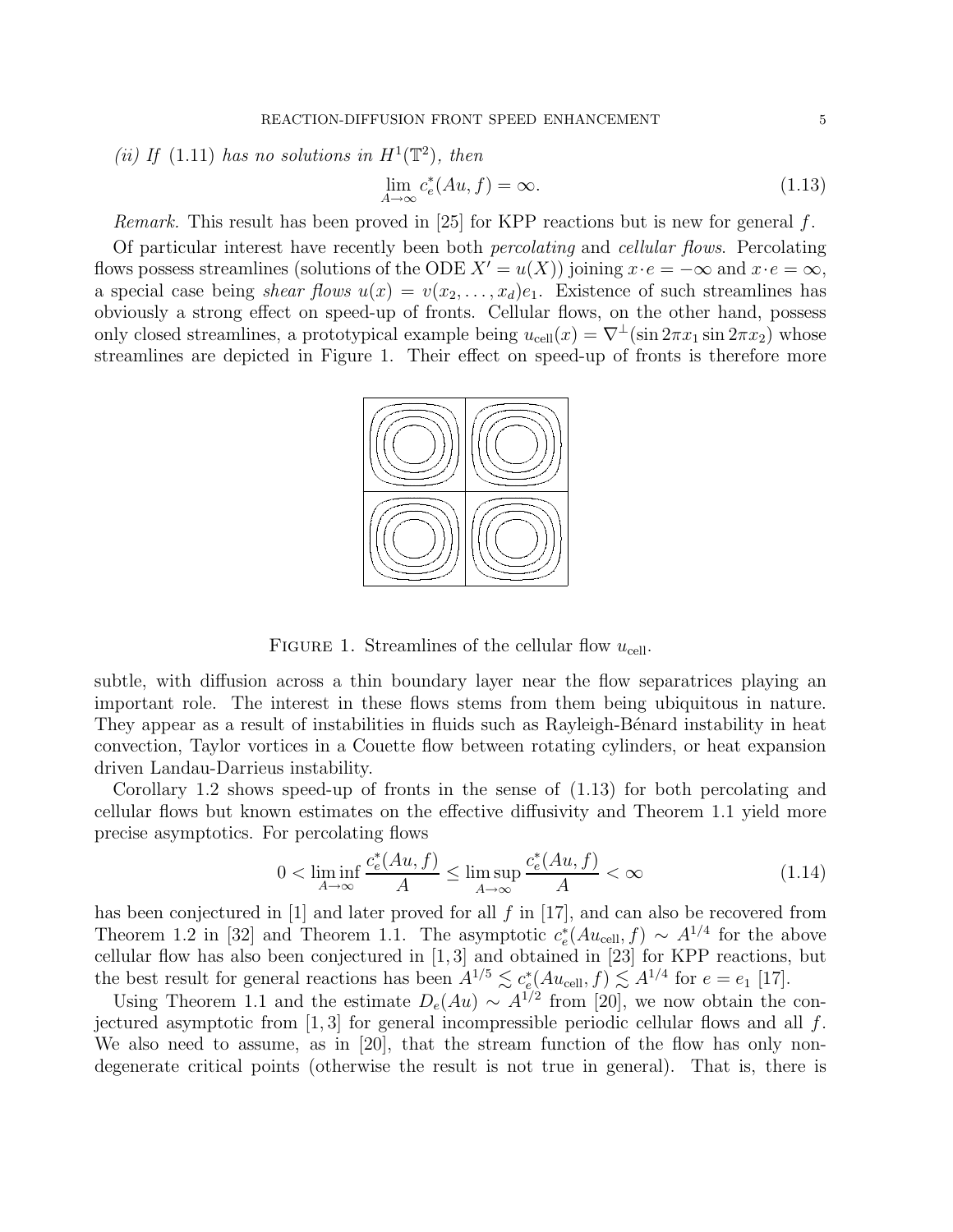*(ii) If* (1.11) *has no solutions in* $H^1(\mathbb{T}^2)$*, then*

$$\lim_{A\to\infty} c_e^*(Au, f) = \infty. \tag{1.13}$$

*Remark.* This result has been proved in [25] for KPP reactions but is new for general $f$.

Of particular interest have recently been both *percolating* and *cellular flows*. Percolating flows possess streamlines (solutions of the ODE $X' = u(X)$) joining $x\cdot e = -\infty$ and $x\cdot e = \infty$, a special case being *shear flows* $u(x) = v(x_2, \dots, x_d)e_1$. Existence of such streamlines has obviously a strong effect on speed-up of fronts. Cellular flows, on the other hand, possess only closed streamlines, a prototypical example being $u_{\rm cell}(x) = \nabla^\perp(\sin 2\pi x_1 \sin 2\pi x_2)$ whose streamlines are depicted in Figure 1. Their effect on speed-up of fronts is therefore more subtle, with diffusion across a thin boundary layer near the flow separatrices playing an important role. The interest in these flows stems from them being ubiquitous in nature. They appear as a result of instabilities in fluids such as Rayleigh-Bénard instability in heat convection, Taylor vortices in a Couette flow between rotating cylinders, or heat expansion driven Landau-Darrieus instability.

Figure 1. Streamlines of the cellular flow $u_{\rm cell}$.

Corollary 1.2 shows speed-up of fronts in the sense of (1.13) for both percolating and cellular flows but known estimates on the effective diffusivity and Theorem 1.1 yield more precise asymptotics. For percolating flows

$$0 < \liminf_{A\to\infty} \frac{c_e^*(Au, f)}{A} \le \limsup_{A\to\infty} \frac{c_e^*(Au, f)}{A} < \infty \tag{1.14}$$

has been conjectured in [1] and later proved for all $f$ in [17], and can also be recovered from Theorem 1.2 in [32] and Theorem 1.1. The asymptotic $c_e^*(Au_{\rm cell}, f) \sim A^{1/4}$ for the above cellular flow has also been conjectured in [1, 3] and obtained in [23] for KPP reactions, but the best result for general reactions has been $A^{1/5} \lesssim c_e^*(Au_{\rm cell}, f) \lesssim A^{1/4}$ for $e = e_1$ [17].

Using Theorem 1.1 and the estimate $D_e(Au) \sim A^{1/2}$ from [20], we now obtain the conjectured asymptotic from [1, 3] for general incompressible periodic cellular flows and all $f$. We also need to assume, as in [20], that the stream function of the flow has only non-degenerate critical points (otherwise the result is not true in general). That is, there is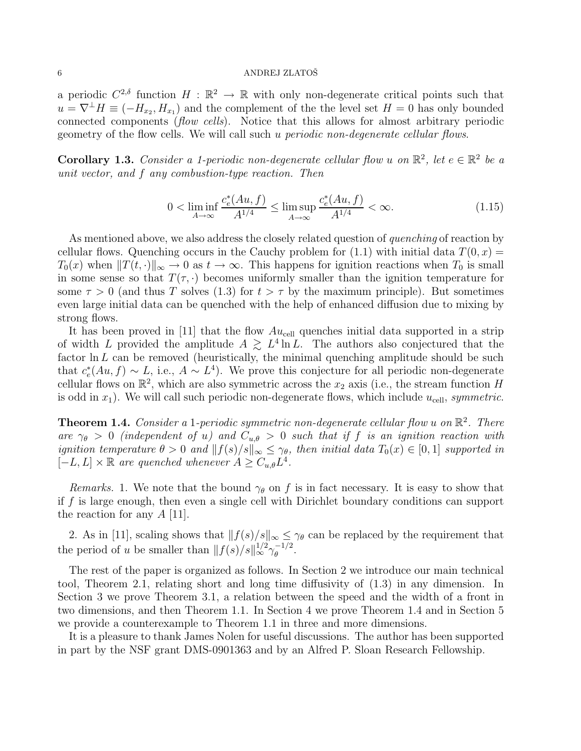a periodic $C^{2,\delta}$ function $H : \mathbb{R}^2 \to \mathbb{R}$ with only non-degenerate critical points such that $u = \nabla^\perp H \equiv (-H_{x_2}, H_{x_1})$ and the complement of the the level set $H = 0$ has only bounded connected components (*flow cells*). Notice that this allows for almost arbitrary periodic geometry of the flow cells. We will call such $u$ *periodic non-degenerate cellular flows*.

**Corollary 1.3.** *Consider a 1-periodic non-degenerate cellular flow $u$ on $\mathbb{R}^2$, let $e \in \mathbb{R}^2$ be a unit vector, and $f$ any combustion-type reaction. Then*

$$0 < \liminf_{A\to\infty} \frac{c_e^*(Au, f)}{A^{1/4}} \leq \limsup_{A\to\infty} \frac{c_e^*(Au, f)}{A^{1/4}} < \infty. \tag{1.15}$$

As mentioned above, we also address the closely related question of *quenching* of reaction by cellular flows. Quenching occurs in the Cauchy problem for (1.1) with initial data $T(0, x) = T_0(x)$ when $\|T(t, \cdot)\|_\infty \to 0$ as $t \to \infty$. This happens for ignition reactions when $T_0$ is small in some sense so that $T(\tau, \cdot)$ becomes uniformly smaller than the ignition temperature for some $\tau > 0$ (and thus $T$ solves (1.3) for $t > \tau$ by the maximum principle). But sometimes even large initial data can be quenched with the help of enhanced diffusion due to mixing by strong flows.

It has been proved in [11] that the flow $Au_{\rm cell}$ quenches initial data supported in a strip of width $L$ provided the amplitude $A \gtrsim L^4 \ln L$. The authors also conjectured that the factor $\ln L$ can be removed (heuristically, the minimal quenching amplitude should be such that $c_e^*(Au, f) \sim L$, i.e., $A \sim L^4$). We prove this conjecture for all periodic non-degenerate cellular flows on $\mathbb{R}^2$, which are also symmetric across the $x_2$ axis (i.e., the stream function $H$ is odd in $x_1$). We will call such periodic non-degenerate flows, which include $u_{\rm cell}$, *symmetric*.

**Theorem 1.4.** *Consider a 1-periodic symmetric non-degenerate cellular flow $u$ on $\mathbb{R}^2$. There are $\gamma_\theta > 0$ (independent of $u$) and $C_{u,\theta} > 0$ such that if $f$ is an ignition reaction with ignition temperature $\theta > 0$ and $\|f(s)/s\|_\infty \leq \gamma_\theta$, then initial data $T_0(x) \in [0, 1]$ supported in $[-L, L] \times \mathbb{R}$ are quenched whenever $A \geq C_{u,\theta} L^4$.*

*Remarks.* 1. We note that the bound $\gamma_\theta$ on $f$ is in fact necessary. It is easy to show that if $f$ is large enough, then even a single cell with Dirichlet boundary conditions can support the reaction for any $A$ [11].

2. As in [11], scaling shows that $\|f(s)/s\|_\infty \leq \gamma_\theta$ can be replaced by the requirement that the period of $u$ be smaller than $\|f(s)/s\|_\infty^{1/2} \gamma_\theta^{-1/2}$.

The rest of the paper is organized as follows. In Section 2 we introduce our main technical tool, Theorem 2.1, relating short and long time diffusivity of (1.3) in any dimension. In Section 3 we prove Theorem 3.1, a relation between the speed and the width of a front in two dimensions, and then Theorem 1.1. In Section 4 we prove Theorem 1.4 and in Section 5 we provide a counterexample to Theorem 1.1 in three and more dimensions.

It is a pleasure to thank James Nolen for useful discussions. The author has been supported in part by the NSF grant DMS-0901363 and by an Alfred P. Sloan Research Fellowship.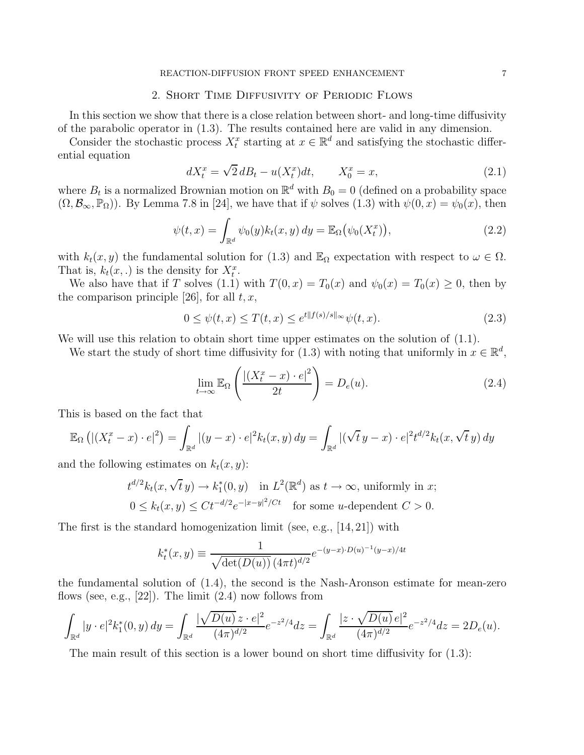## 2. Short Time Diffusivity of Periodic Flows

In this section we show that there is a close relation between short- and long-time diffusivity of the parabolic operator in (1.3). The results contained here are valid in any dimension.

Consider the stochastic process $X_t^x$ starting at $x \in \mathbb{R}^d$ and satisfying the stochastic differential equation

$$dX_t^x = \sqrt{2}\, dB_t - u(X_t^x)dt, \qquad X_0^x = x, \tag{2.1}$$

where $B_t$ is a normalized Brownian motion on $\mathbb{R}^d$ with $B_0 = 0$ (defined on a probability space $(\Omega, \mathcal{B}_\infty, \mathbb{P}_\Omega)$). By Lemma 7.8 in [24], we have that if $\psi$ solves (1.3) with $\psi(0,x) = \psi_0(x)$, then

$$\psi(t,x) = \int_{\mathbb{R}^d} \psi_0(y) k_t(x,y)\, dy = \mathbb{E}_\Omega\big(\psi_0(X_t^x)\big), \tag{2.2}$$

with $k_t(x,y)$ the fundamental solution for (1.3) and $\mathbb{E}_\Omega$ expectation with respect to $\omega \in \Omega$. That is, $k_t(x,.)$ is the density for $X_t^x$.

We also have that if $T$ solves (1.1) with $T(0,x) = T_0(x)$ and $\psi_0(x) = T_0(x) \geq 0$, then by the comparison principle [26], for all $t, x$,

$$0 \leq \psi(t,x) \leq T(t,x) \leq e^{t\|f(s)/s\|_\infty} \psi(t,x). \tag{2.3}$$

We will use this relation to obtain short time upper estimates on the solution of (1.1).

We start the study of short time diffusivity for (1.3) with noting that uniformly in $x \in \mathbb{R}^d$,

$$\lim_{t\to\infty} \mathbb{E}_\Omega \left( \frac{|(X_t^x - x)\cdot e|^2}{2t} \right) = D_e(u). \tag{2.4}$$

This is based on the fact that

$$\mathbb{E}_\Omega\left(|(X_t^x - x)\cdot e|^2\right) = \int_{\mathbb{R}^d} |(y-x)\cdot e|^2 k_t(x,y)\, dy = \int_{\mathbb{R}^d} |(\sqrt{t}\, y - x)\cdot e|^2 t^{d/2} k_t(x, \sqrt{t}\, y)\, dy$$

and the following estimates on $k_t(x,y)$:

$$t^{d/2} k_t(x, \sqrt{t}\, y) \to k_1^*(0,y) \quad \text{in } L^2(\mathbb{R}^d) \text{ as } t \to \infty, \text{ uniformly in } x;$$
$$0 \leq k_t(x,y) \leq C t^{-d/2} e^{-|x-y|^2/Ct} \quad \text{for some } u\text{-dependent } C > 0.$$

The first is the standard homogenization limit (see, e.g., [14, 21]) with

$$k_t^*(x,y) \equiv \frac{1}{\sqrt{\det(D(u))}\,(4\pi t)^{d/2}} e^{-(y-x)\cdot D(u)^{-1}(y-x)/4t}$$

the fundamental solution of (1.4), the second is the Nash-Aronson estimate for mean-zero flows (see, e.g., [22]). The limit (2.4) now follows from

$$\int_{\mathbb{R}^d} |y\cdot e|^2 k_1^*(0,y)\, dy = \int_{\mathbb{R}^d} \frac{|\sqrt{D(u)}\, z \cdot e|^2}{(4\pi)^{d/2}} e^{-z^2/4} dz = \int_{\mathbb{R}^d} \frac{|z \cdot \sqrt{D(u)}\, e|^2}{(4\pi)^{d/2}} e^{-z^2/4} dz = 2D_e(u).$$

The main result of this section is a lower bound on short time diffusivity for (1.3):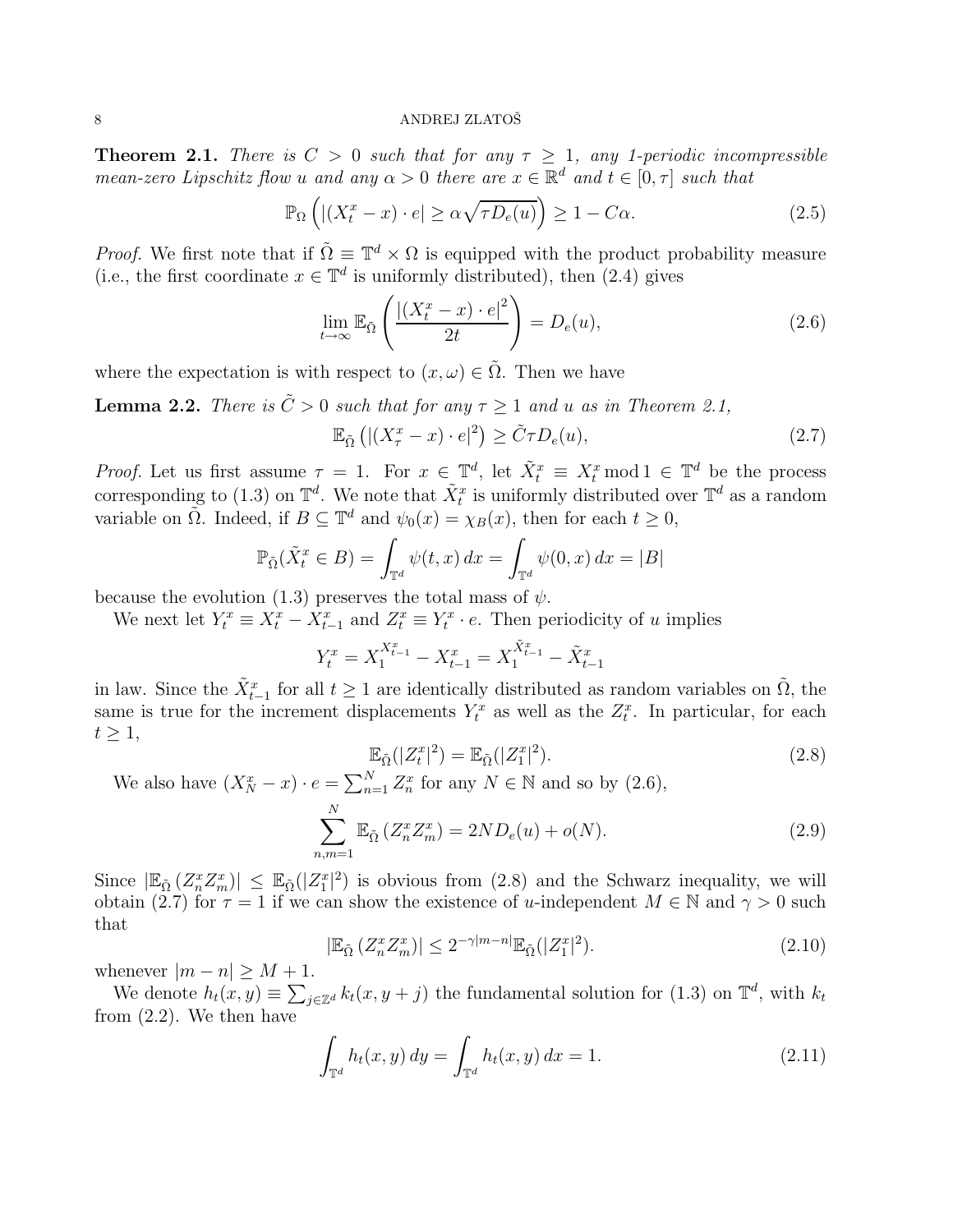**Theorem 2.1.** *There is $C > 0$ such that for any $\tau \geq 1$, any 1-periodic incompressible mean-zero Lipschitz flow $u$ and any $\alpha > 0$ there are $x \in \mathbb{R}^d$ and $t \in [0, \tau]$ such that*

$$\mathbb{P}_\Omega \left( |(X_t^x - x) \cdot e| \geq \alpha \sqrt{\tau D_e(u)} \right) \geq 1 - C\alpha. \tag{2.5}$$

*Proof.* We first note that if $\tilde{\Omega} \equiv \mathbb{T}^d \times \Omega$ is equipped with the product probability measure (i.e., the first coordinate $x \in \mathbb{T}^d$ is uniformly distributed), then (2.4) gives

$$\lim_{t \to \infty} \mathbb{E}_{\tilde{\Omega}} \left( \frac{|(X_t^x - x) \cdot e|^2}{2t} \right) = D_e(u), \tag{2.6}$$

where the expectation is with respect to $(x, \omega) \in \tilde{\Omega}$. Then we have

**Lemma 2.2.** *There is $\tilde{C} > 0$ such that for any $\tau \geq 1$ and $u$ as in Theorem 2.1,*

$$\mathbb{E}_{\tilde{\Omega}} \left( |(X_\tau^x - x) \cdot e|^2 \right) \geq \tilde{C} \tau D_e(u), \tag{2.7}$$

*Proof.* Let us first assume $\tau = 1$. For $x \in \mathbb{T}^d$, let $\tilde{X}_t^x \equiv X_t^x \bmod 1 \in \mathbb{T}^d$ be the process corresponding to (1.3) on $\mathbb{T}^d$. We note that $\tilde{X}_t^x$ is uniformly distributed over $\mathbb{T}^d$ as a random variable on $\tilde{\Omega}$. Indeed, if $B \subseteq \mathbb{T}^d$ and $\psi_0(x) = \chi_B(x)$, then for each $t \geq 0$,

$$\mathbb{P}_{\tilde{\Omega}}(\tilde{X}_t^x \in B) = \int_{\mathbb{T}^d} \psi(t, x)\, dx = \int_{\mathbb{T}^d} \psi(0, x)\, dx = |B|$$

because the evolution (1.3) preserves the total mass of $\psi$.

We next let $Y_t^x \equiv X_t^x - X_{t-1}^x$ and $Z_t^x \equiv Y_t^x \cdot e$. Then periodicity of $u$ implies

$$Y_t^x = X_1^{X_{t-1}^x} - X_{t-1}^x = X_1^{\tilde{X}_{t-1}^x} - \tilde{X}_{t-1}^x$$

in law. Since the $\tilde{X}_{t-1}^x$ for all $t \geq 1$ are identically distributed as random variables on $\tilde{\Omega}$, the same is true for the increment displacements $Y_t^x$ as well as the $Z_t^x$. In particular, for each $t \geq 1$,

$$\mathbb{E}_{\tilde{\Omega}}(|Z_t^x|^2) = \mathbb{E}_{\tilde{\Omega}}(|Z_1^x|^2). \tag{2.8}$$

We also have $(X_N^x - x) \cdot e = \sum_{n=1}^N Z_n^x$ for any $N \in \mathbb{N}$ and so by (2.6),

$$\sum_{n,m=1}^N \mathbb{E}_{\tilde{\Omega}} \left( Z_n^x Z_m^x \right) = 2ND_e(u) + o(N). \tag{2.9}$$

Since $|\mathbb{E}_{\tilde{\Omega}} \left( Z_n^x Z_m^x \right)| \leq \mathbb{E}_{\tilde{\Omega}}(|Z_1^x|^2)$ is obvious from (2.8) and the Schwarz inequality, we will obtain (2.7) for $\tau = 1$ if we can show the existence of $u$-independent $M \in \mathbb{N}$ and $\gamma > 0$ such that

$$|\mathbb{E}_{\tilde{\Omega}} \left( Z_n^x Z_m^x \right)| \leq 2^{-\gamma |m-n|} \mathbb{E}_{\tilde{\Omega}}(|Z_1^x|^2). \tag{2.10}$$

whenever $|m - n| \geq M + 1$.

We denote $h_t(x, y) \equiv \sum_{j \in \mathbb{Z}^d} k_t(x, y + j)$ the fundamental solution for (1.3) on $\mathbb{T}^d$, with $k_t$ from (2.2). We then have

$$\int_{\mathbb{T}^d} h_t(x, y)\, dy = \int_{\mathbb{T}^d} h_t(x, y)\, dx = 1. \tag{2.11}$$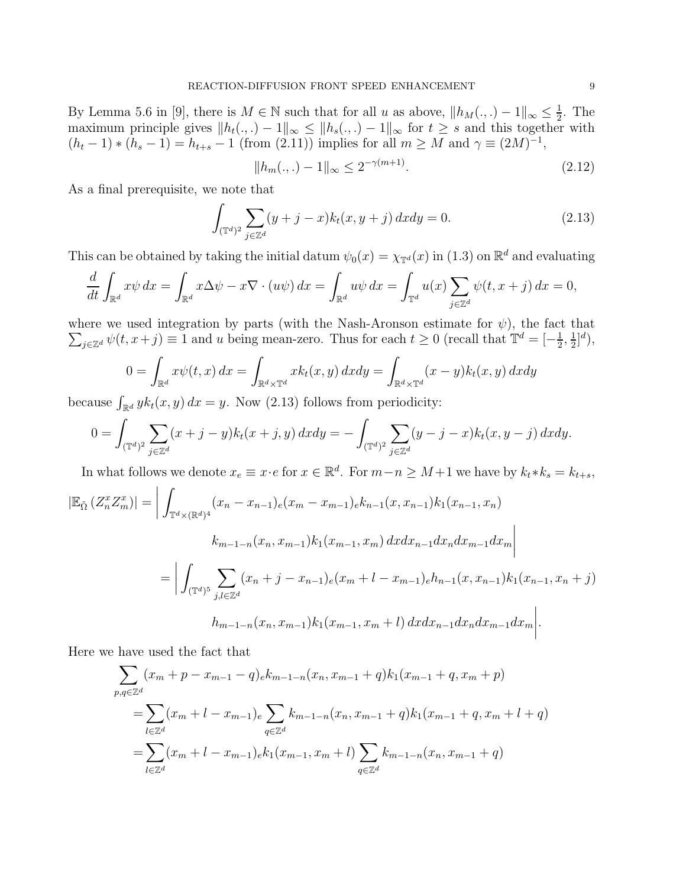By Lemma 5.6 in [9], there is $M \in \mathbb{N}$ such that for all $u$ as above, $\|h_M(.,.) - 1\|_\infty \le \frac{1}{2}$. The maximum principle gives $\|h_t(.,.) - 1\|_\infty \le \|h_s(.,.) - 1\|_\infty$ for $t \ge s$ and this together with $(h_t - 1) * (h_s - 1) = h_{t+s} - 1$ (from (2.11)) implies for all $m \ge M$ and $\gamma \equiv (2M)^{-1}$,

$$\|h_m(.,.) - 1\|_\infty \le 2^{-\gamma(m+1)}. \tag{2.12}$$

As a final prerequisite, we note that

$$\int_{(\mathbb{T}^d)^2} \sum_{j\in\mathbb{Z}^d} (y + j - x) k_t(x, y + j)\, dxdy = 0. \tag{2.13}$$

This can be obtained by taking the initial datum $\psi_0(x) = \chi_{\mathbb{T}^d}(x)$ in (1.3) on $\mathbb{R}^d$ and evaluating

$$\frac{d}{dt}\int_{\mathbb{R}^d} x\psi\, dx = \int_{\mathbb{R}^d} x\Delta\psi - x\nabla\cdot(u\psi)\, dx = \int_{\mathbb{R}^d} u\psi\, dx = \int_{\mathbb{T}^d} u(x) \sum_{j\in\mathbb{Z}^d} \psi(t, x + j)\, dx = 0,$$

where we used integration by parts (with the Nash-Aronson estimate for $\psi$), the fact that $\sum_{j\in\mathbb{Z}^d} \psi(t, x+j) \equiv 1$ and $u$ being mean-zero. Thus for each $t \ge 0$ (recall that $\mathbb{T}^d = [-\frac{1}{2}, \frac{1}{2}]^d$),

$$0 = \int_{\mathbb{R}^d} x\psi(t, x)\, dx = \int_{\mathbb{R}^d\times\mathbb{T}^d} x k_t(x, y)\, dxdy = \int_{\mathbb{R}^d\times\mathbb{T}^d} (x - y) k_t(x, y)\, dxdy$$

because $\int_{\mathbb{R}^d} y k_t(x, y)\, dx = y$. Now (2.13) follows from periodicity:

$$0 = \int_{(\mathbb{T}^d)^2} \sum_{j\in\mathbb{Z}^d} (x + j - y) k_t(x + j, y)\, dxdy = -\int_{(\mathbb{T}^d)^2} \sum_{j\in\mathbb{Z}^d} (y - j - x) k_t(x, y - j)\, dxdy.$$

In what follows we denote $x_e \equiv x\cdot e$ for $x \in \mathbb{R}^d$. For $m-n \ge M+1$ we have by $k_t * k_s = k_{t+s}$,

$$\begin{aligned}
|\mathbb{E}_{\tilde\Omega}(Z_n^x Z_m^x)| &= \Bigg| \int_{\mathbb{T}^d\times(\mathbb{R}^d)^4} (x_n - x_{n-1})_e (x_m - x_{m-1})_e k_{n-1}(x, x_{n-1}) k_1(x_{n-1}, x_n) \\
&\qquad\qquad k_{m-1-n}(x_n, x_{m-1}) k_1(x_{m-1}, x_m)\, dx dx_{n-1} dx_n dx_{m-1} dx_m \Bigg| \\
&= \Bigg| \int_{(\mathbb{T}^d)^5} \sum_{j,l\in\mathbb{Z}^d} (x_n + j - x_{n-1})_e (x_m + l - x_{m-1})_e h_{n-1}(x, x_{n-1}) k_1(x_{n-1}, x_n + j) \\
&\qquad\qquad h_{m-1-n}(x_n, x_{m-1}) k_1(x_{m-1}, x_m + l)\, dx dx_{n-1} dx_n dx_{m-1} dx_m \Bigg|.
\end{aligned}$$

Here we have used the fact that

$$\begin{aligned}
&\sum_{p,q\in\mathbb{Z}^d} (x_m + p - x_{m-1} - q)_e k_{m-1-n}(x_n, x_{m-1} + q) k_1(x_{m-1} + q, x_m + p) \\
&\quad= \sum_{l\in\mathbb{Z}^d} (x_m + l - x_{m-1})_e \sum_{q\in\mathbb{Z}^d} k_{m-1-n}(x_n, x_{m-1} + q) k_1(x_{m-1} + q, x_m + l + q) \\
&\quad= \sum_{l\in\mathbb{Z}^d} (x_m + l - x_{m-1})_e k_1(x_{m-1}, x_m + l) \sum_{q\in\mathbb{Z}^d} k_{m-1-n}(x_n, x_{m-1} + q)
\end{aligned}$$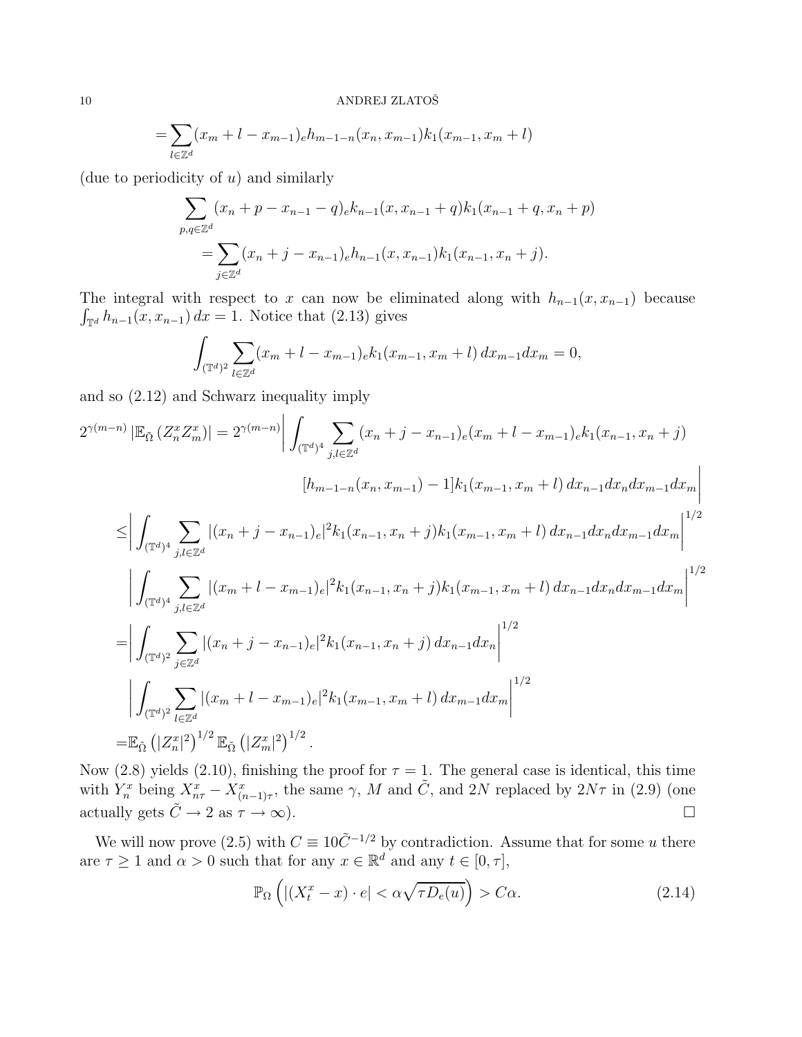$$= \sum_{l\in\mathbb{Z}^d} (x_m + l - x_{m-1})_e h_{m-1-n}(x_n, x_{m-1}) k_1(x_{m-1}, x_m + l)$$

(due to periodicity of $u$) and similarly

$$\sum_{p,q\in\mathbb{Z}^d} (x_n + p - x_{n-1} - q)_e k_{n-1}(x, x_{n-1} + q) k_1(x_{n-1} + q, x_n + p)$$
$$= \sum_{j\in\mathbb{Z}^d} (x_n + j - x_{n-1})_e h_{n-1}(x, x_{n-1}) k_1(x_{n-1}, x_n + j).$$

The integral with respect to $x$ can now be eliminated along with $h_{n-1}(x, x_{n-1})$ because $\int_{\mathbb{T}^d} h_{n-1}(x, x_{n-1})\, dx = 1$. Notice that (2.13) gives

$$\int_{(\mathbb{T}^d)^2} \sum_{l\in\mathbb{Z}^d} (x_m + l - x_{m-1})_e k_1(x_{m-1}, x_m + l)\, dx_{m-1} dx_m = 0,$$

and so (2.12) and Schwarz inequality imply

$$\begin{aligned}
2^{\gamma(m-n)} \left|\mathbb{E}_{\tilde\Omega}\left(Z_n^x Z_m^x\right)\right| &= 2^{\gamma(m-n)} \bigg| \int_{(\mathbb{T}^d)^4} \sum_{j,l\in\mathbb{Z}^d} (x_n + j - x_{n-1})_e (x_m + l - x_{m-1})_e k_1(x_{n-1}, x_n + j) \\
&\qquad [h_{m-1-n}(x_n, x_{m-1}) - 1] k_1(x_{m-1}, x_m + l)\, dx_{n-1} dx_n dx_{m-1} dx_m \bigg| \\
&\le \bigg| \int_{(\mathbb{T}^d)^4} \sum_{j,l\in\mathbb{Z}^d} |(x_n + j - x_{n-1})_e|^2 k_1(x_{n-1}, x_n + j) k_1(x_{m-1}, x_m + l)\, dx_{n-1} dx_n dx_{m-1} dx_m \bigg|^{1/2} \\
&\qquad \bigg| \int_{(\mathbb{T}^d)^4} \sum_{j,l\in\mathbb{Z}^d} |(x_m + l - x_{m-1})_e|^2 k_1(x_{n-1}, x_n + j) k_1(x_{m-1}, x_m + l)\, dx_{n-1} dx_n dx_{m-1} dx_m \bigg|^{1/2} \\
&= \bigg| \int_{(\mathbb{T}^d)^2} \sum_{j\in\mathbb{Z}^d} |(x_n + j - x_{n-1})_e|^2 k_1(x_{n-1}, x_n + j)\, dx_{n-1} dx_n \bigg|^{1/2} \\
&\qquad \bigg| \int_{(\mathbb{T}^d)^2} \sum_{l\in\mathbb{Z}^d} |(x_m + l - x_{m-1})_e|^2 k_1(x_{m-1}, x_m + l)\, dx_{m-1} dx_m \bigg|^{1/2} \\
&= \mathbb{E}_{\tilde\Omega}\left(|Z_n^x|^2\right)^{1/2} \mathbb{E}_{\tilde\Omega}\left(|Z_m^x|^2\right)^{1/2}.
\end{aligned}$$

Now (2.8) yields (2.10), finishing the proof for $\tau = 1$. The general case is identical, this time with $Y_n^x$ being $X_{n\tau}^x - X_{(n-1)\tau}^x$, the same $\gamma$, $M$ and $\tilde C$, and $2N$ replaced by $2N\tau$ in (2.9) (one actually gets $\tilde C \to 2$ as $\tau \to \infty$). $\square$

We will now prove (2.5) with $C \equiv 10\tilde C^{-1/2}$ by contradiction. Assume that for some $u$ there are $\tau \ge 1$ and $\alpha > 0$ such that for any $x \in \mathbb{R}^d$ and any $t \in [0, \tau]$,

$$\mathbb{P}_\Omega\left( |(X_t^x - x)\cdot e| < \alpha\sqrt{\tau D_e(u)} \right) > C\alpha. \tag{2.14}$$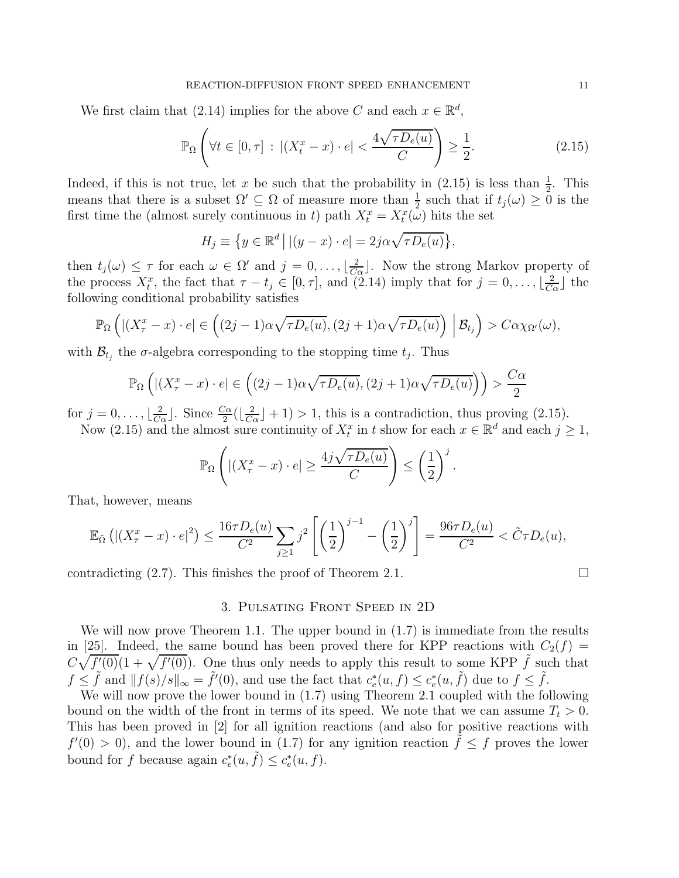We first claim that (2.14) implies for the above $C$ and each $x \in \mathbb{R}^d$,

$$
\mathbb{P}_\Omega \left( \forall t \in [0, \tau] \, : \, |(X_t^x - x) \cdot e| < \frac{4\sqrt{\tau D_e(u)}}{C} \right) \geq \frac{1}{2}. \tag{2.15}
$$

Indeed, if this is not true, let $x$ be such that the probability in (2.15) is less than $\frac{1}{2}$. This means that there is a subset $\Omega' \subseteq \Omega$ of measure more than $\frac{1}{2}$ such that if $t_j(\omega) \geq 0$ is the first time the (almost surely continuous in $t$) path $X_t^x = X_t^x(\omega)$ hits the set

$$
H_j \equiv \left\{ y \in \mathbb{R}^d \,\middle|\, |(y - x) \cdot e| = 2j\alpha\sqrt{\tau D_e(u)} \right\},
$$

then $t_j(\omega) \leq \tau$ for each $\omega \in \Omega'$ and $j = 0, \dots, \lfloor \frac{2}{C\alpha} \rfloor$. Now the strong Markov property of the process $X_t^x$, the fact that $\tau - t_j \in [0, \tau]$, and (2.14) imply that for $j = 0, \dots, \lfloor \frac{2}{C\alpha} \rfloor$ the following conditional probability satisfies

$$
\mathbb{P}_\Omega \left( |(X_\tau^x - x) \cdot e| \in \left( (2j-1)\alpha\sqrt{\tau D_e(u)}, (2j+1)\alpha\sqrt{\tau D_e(u)} \right) \,\middle|\, \mathcal{B}_{t_j} \right) > C\alpha \chi_{\Omega'}(\omega),
$$

with $\mathcal{B}_{t_j}$ the $\sigma$-algebra corresponding to the stopping time $t_j$. Thus

$$
\mathbb{P}_\Omega \left( |(X_\tau^x - x) \cdot e| \in \left( (2j-1)\alpha\sqrt{\tau D_e(u)}, (2j+1)\alpha\sqrt{\tau D_e(u)} \right) \right) > \frac{C\alpha}{2}
$$

for $j = 0, \dots, \lfloor \frac{2}{C\alpha} \rfloor$. Since $\frac{C\alpha}{2}(\lfloor \frac{2}{C\alpha} \rfloor + 1) > 1$, this is a contradiction, thus proving (2.15).

Now (2.15) and the almost sure continuity of $X_t^x$ in $t$ show for each $x \in \mathbb{R}^d$ and each $j \geq 1$,

$$
\mathbb{P}_\Omega \left( |(X_\tau^x - x) \cdot e| \geq \frac{4j\sqrt{\tau D_e(u)}}{C} \right) \leq \left( \frac{1}{2} \right)^j.
$$

That, however, means

$$
\mathbb{E}_{\tilde{\Omega}} \left( |(X_\tau^x - x) \cdot e|^2 \right) \leq \frac{16\tau D_e(u)}{C^2} \sum_{j \geq 1} j^2 \left[ \left( \frac{1}{2} \right)^{j-1} - \left( \frac{1}{2} \right)^j \right] = \frac{96\tau D_e(u)}{C^2} < \tilde{C}\tau D_e(u),
$$

contradicting (2.7). This finishes the proof of Theorem 2.1. $\square$

## 3. Pulsating Front Speed in 2D

We will now prove Theorem 1.1. The upper bound in (1.7) is immediate from the results in [25]. Indeed, the same bound has been proved there for KPP reactions with $C_2(f) = C\sqrt{f'(0)}(1 + \sqrt{f'(0)})$. One thus only needs to apply this result to some KPP $\tilde{f}$ such that $f \leq \tilde{f}$ and $\|f(s)/s\|_\infty = \tilde{f}'(0)$, and use the fact that $c_e^*(u, f) \leq c_e^*(u, \tilde{f})$ due to $f \leq \tilde{f}$.

We will now prove the lower bound in (1.7) using Theorem 2.1 coupled with the following bound on the width of the front in terms of its speed. We note that we can assume $T_t > 0$. This has been proved in [2] for all ignition reactions (and also for positive reactions with $f'(0) > 0$), and the lower bound in (1.7) for any ignition reaction $\tilde{f} \leq f$ proves the lower bound for $f$ because again $c_e^*(u, \tilde{f}) \leq c_e^*(u, f)$.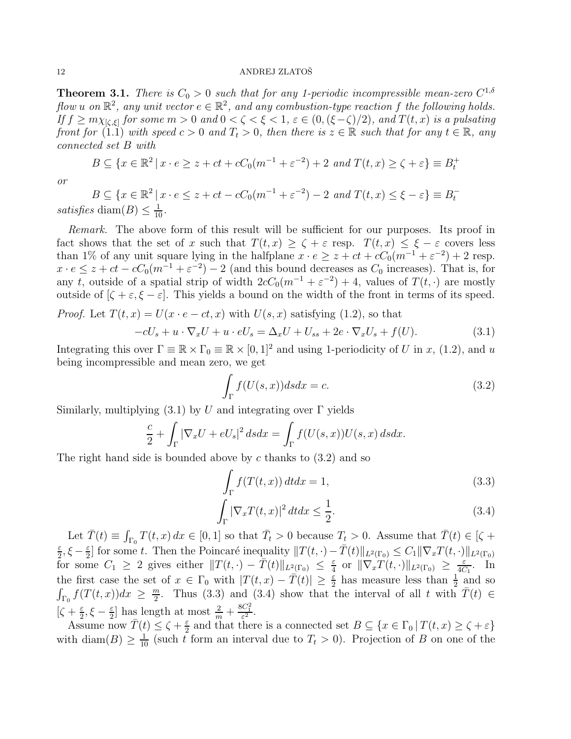**Theorem 3.1.** *There is $C_0 > 0$ such that for any 1-periodic incompressible mean-zero $C^{1,\delta}$ flow $u$ on $\mathbb{R}^2$, any unit vector $e \in \mathbb{R}^2$, and any combustion-type reaction $f$ the following holds. If $f \geq m\chi_{[\zeta,\xi]}$ for some $m > 0$ and $0 < \zeta < \xi < 1$, $\varepsilon \in (0, (\xi - \zeta)/2)$, and $T(t,x)$ is a pulsating front for (1.1) with speed $c > 0$ and $T_t > 0$, then there is $z \in \mathbb{R}$ such that for any $t \in \mathbb{R}$, any connected set $B$ with*

$$B \subseteq \{x \in \mathbb{R}^2 \,|\, x \cdot e \geq z + ct + cC_0(m^{-1} + \varepsilon^{-2}) + 2 \text{ and } T(t,x) \geq \zeta + \varepsilon\} \equiv B_t^+$$

*or*

$$B \subseteq \{x \in \mathbb{R}^2 \,|\, x \cdot e \leq z + ct - cC_0(m^{-1} + \varepsilon^{-2}) - 2 \text{ and } T(t,x) \leq \xi - \varepsilon\} \equiv B_t^-$$

*satisfies* $\operatorname{diam}(B) \leq \frac{1}{10}$.

*Remark.* The above form of this result will be sufficient for our purposes. Its proof in fact shows that the set of $x$ such that $T(t,x) \geq \zeta + \varepsilon$ resp. $T(t,x) \leq \xi - \varepsilon$ covers less than 1% of any unit square lying in the halfplane $x \cdot e \geq z + ct + cC_0(m^{-1} + \varepsilon^{-2}) + 2$ resp. $x \cdot e \leq z + ct - cC_0(m^{-1} + \varepsilon^{-2}) - 2$ (and this bound decreases as $C_0$ increases). That is, for any $t$, outside of a spatial strip of width $2cC_0(m^{-1} + \varepsilon^{-2}) + 4$, values of $T(t, \cdot)$ are mostly outside of $[\zeta + \varepsilon, \xi - \varepsilon]$. This yields a bound on the width of the front in terms of its speed.

*Proof.* Let $T(t,x) = U(x \cdot e - ct, x)$ with $U(s,x)$ satisfying (1.2), so that

$$-cU_s + u \cdot \nabla_x U + u \cdot eU_s = \Delta_x U + U_{ss} + 2e \cdot \nabla_x U_s + f(U). \tag{3.1}$$

Integrating this over $\Gamma \equiv \mathbb{R} \times \Gamma_0 \equiv \mathbb{R} \times [0,1]^2$ and using 1-periodicity of $U$ in $x$, (1.2), and $u$ being incompressible and mean zero, we get

$$\int_\Gamma f(U(s,x))dsdx = c. \tag{3.2}$$

Similarly, multiplying (3.1) by $U$ and integrating over $\Gamma$ yields

$$\frac{c}{2} + \int_\Gamma |\nabla_x U + eU_s|^2 \, dsdx = \int_\Gamma f(U(s,x))U(s,x) \, dsdx.$$

The right hand side is bounded above by $c$ thanks to (3.2) and so

$$\int_\Gamma f(T(t,x)) \, dtdx = 1, \tag{3.3}$$

$$\int_\Gamma |\nabla_x T(t,x)|^2 \, dtdx \leq \frac{1}{2}. \tag{3.4}$$

Let $\bar{T}(t) \equiv \int_{\Gamma_0} T(t,x)\, dx \in [0,1]$ so that $\bar{T}_t > 0$ because $T_t > 0$. Assume that $\bar{T}(t) \in [\zeta + \frac{\varepsilon}{2}, \xi - \frac{\varepsilon}{2}]$ for some $t$. Then the Poincaré inequality $\|T(t,\cdot) - \bar{T}(t)\|_{L^2(\Gamma_0)} \leq C_1 \|\nabla_x T(t,\cdot)\|_{L^2(\Gamma_0)}$ for some $C_1 \geq 2$ gives either $\|T(t,\cdot) - \bar{T}(t)\|_{L^2(\Gamma_0)} \leq \frac{\varepsilon}{4}$ or $\|\nabla_x T(t,\cdot)\|_{L^2(\Gamma_0)} \geq \frac{\varepsilon}{4C_1}$. In the first case the set of $x \in \Gamma_0$ with $|T(t,x) - \bar{T}(t)| \geq \frac{\varepsilon}{2}$ has measure less than $\frac{1}{2}$ and so $\int_{\Gamma_0} f(T(t,x))dx \geq \frac{m}{2}$. Thus (3.3) and (3.4) show that the interval of all $t$ with $\bar{T}(t) \in [\zeta + \frac{\varepsilon}{2}, \xi - \frac{\varepsilon}{2}]$ has length at most $\frac{2}{m} + \frac{8C_1^2}{\varepsilon^2}$.

Assume now $\bar{T}(t) \leq \zeta + \frac{\varepsilon}{2}$ and that there is a connected set $B \subseteq \{x \in \Gamma_0 \,|\, T(t,x) \geq \zeta + \varepsilon\}$ with $\operatorname{diam}(B) \geq \frac{1}{10}$ (such $t$ form an interval due to $T_t > 0$). Projection of $B$ on one of the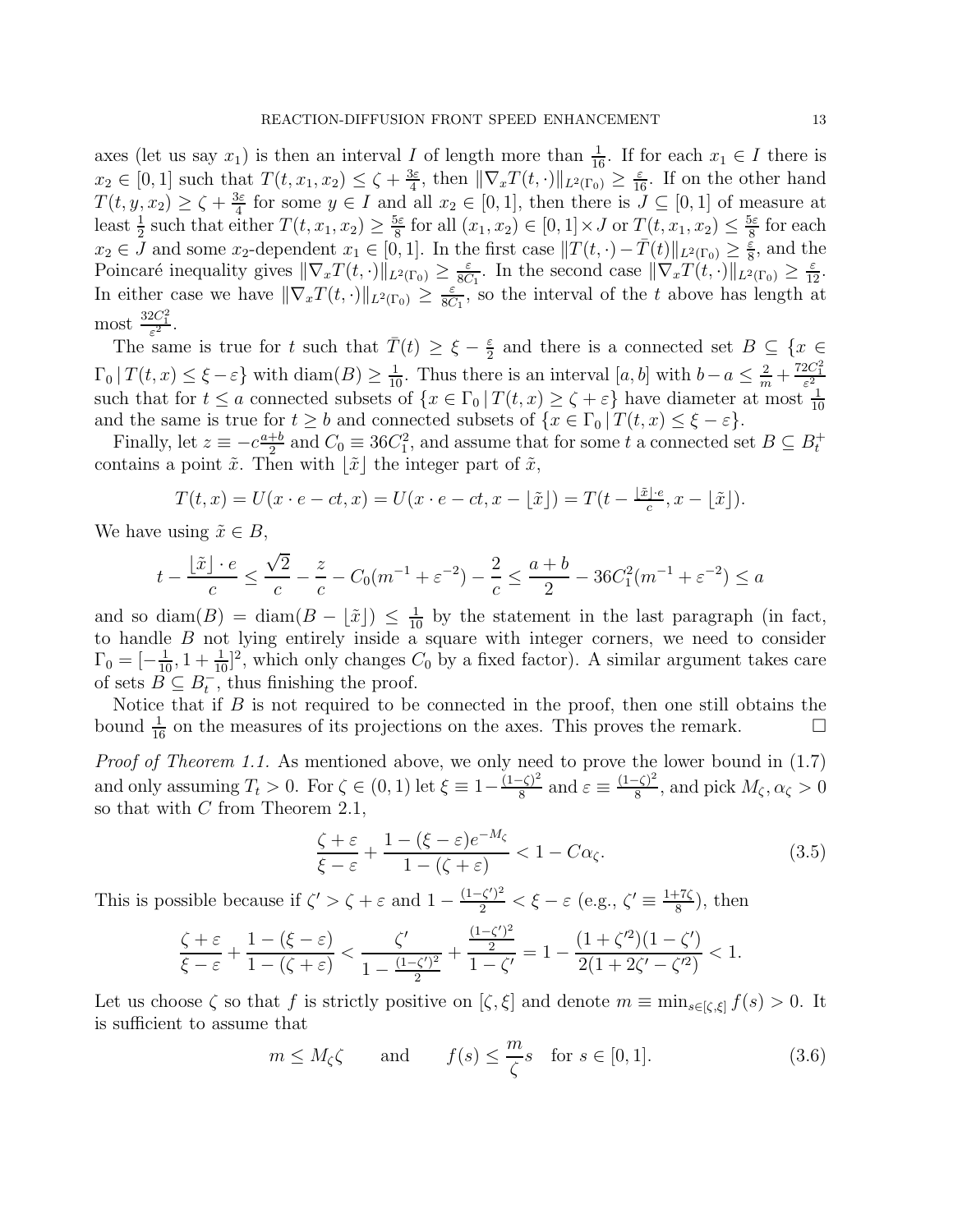axes (let us say $x_1$) is then an interval $I$ of length more than $\frac{1}{16}$. If for each $x_1 \in I$ there is $x_2 \in [0,1]$ such that $T(t,x_1,x_2) \le \zeta + \frac{3\varepsilon}{4}$, then $\|\nabla_x T(t,\cdot)\|_{L^2(\Gamma_0)} \ge \frac{\varepsilon}{16}$. If on the other hand $T(t,y,x_2) \ge \zeta + \frac{3\varepsilon}{4}$ for some $y \in I$ and all $x_2 \in [0,1]$, then there is $J \subseteq [0,1]$ of measure at least $\frac{1}{2}$ such that either $T(t,x_1,x_2) \ge \frac{5\varepsilon}{8}$ for all $(x_1,x_2) \in [0,1] \times J$ or $T(t,x_1,x_2) \le \frac{5\varepsilon}{8}$ for each $x_2 \in J$ and some $x_2$-dependent $x_1 \in [0,1]$. In the first case $\|T(t,\cdot) - \bar{T}(t)\|_{L^2(\Gamma_0)} \ge \frac{\varepsilon}{8}$, and the Poincaré inequality gives $\|\nabla_x T(t,\cdot)\|_{L^2(\Gamma_0)} \ge \frac{\varepsilon}{8C_1}$. In the second case $\|\nabla_x T(t,\cdot)\|_{L^2(\Gamma_0)} \ge \frac{\varepsilon}{12}$. In either case we have $\|\nabla_x T(t,\cdot)\|_{L^2(\Gamma_0)} \ge \frac{\varepsilon}{8C_1}$, so the interval of the $t$ above has length at most $\frac{32C_1^2}{\varepsilon^2}$.

The same is true for $t$ such that $\bar{T}(t) \ge \xi - \frac{\varepsilon}{2}$ and there is a connected set $B \subseteq \{x \in \Gamma_0 \,|\, T(t,x) \le \xi - \varepsilon\}$ with $\operatorname{diam}(B) \ge \frac{1}{10}$. Thus there is an interval $[a,b]$ with $b - a \le \frac{2}{m} + \frac{72C_1^2}{\varepsilon^2}$ such that for $t \le a$ connected subsets of $\{x \in \Gamma_0 \,|\, T(t,x) \ge \zeta + \varepsilon\}$ have diameter at most $\frac{1}{10}$ and the same is true for $t \ge b$ and connected subsets of $\{x \in \Gamma_0 \,|\, T(t,x) \le \xi - \varepsilon\}$.

Finally, let $z \equiv -c\frac{a+b}{2}$ and $C_0 \equiv 36C_1^2$, and assume that for some $t$ a connected set $B \subseteq B_t^+$ contains a point $\tilde{x}$. Then with $\lfloor \tilde{x} \rfloor$ the integer part of $\tilde{x}$,

$$T(t,x) = U(x\cdot e - ct, x) = U(x \cdot e - ct, x - \lfloor \tilde{x} \rfloor) = T(t - \tfrac{\lfloor \tilde{x} \rfloor \cdot e}{c}, x - \lfloor \tilde{x} \rfloor).$$

We have using $\tilde{x} \in B$,

$$t - \frac{\lfloor \tilde{x} \rfloor \cdot e}{c} \le \frac{\sqrt{2}}{c} - \frac{z}{c} - C_0(m^{-1} + \varepsilon^{-2}) - \frac{2}{c} \le \frac{a+b}{2} - 36C_1^2(m^{-1} + \varepsilon^{-2}) \le a$$

and so $\operatorname{diam}(B) = \operatorname{diam}(B - \lfloor \tilde{x} \rfloor) \le \frac{1}{10}$ by the statement in the last paragraph (in fact, to handle $B$ not lying entirely inside a square with integer corners, we need to consider $\Gamma_0 = [-\frac{1}{10}, 1 + \frac{1}{10}]^2$, which only changes $C_0$ by a fixed factor). A similar argument takes care of sets $B \subseteq B_t^-$, thus finishing the proof.

Notice that if $B$ is not required to be connected in the proof, then one still obtains the bound $\frac{1}{16}$ on the measures of its projections on the axes. This proves the remark. $\square$

*Proof of Theorem 1.1.* As mentioned above, we only need to prove the lower bound in (1.7) and only assuming $T_t > 0$. For $\zeta \in (0,1)$ let $\xi \equiv 1 - \frac{(1-\zeta)^2}{8}$ and $\varepsilon \equiv \frac{(1-\zeta)^2}{8}$, and pick $M_\zeta, \alpha_\zeta > 0$ so that with $C$ from Theorem 2.1,

$$\frac{\zeta + \varepsilon}{\xi - \varepsilon} + \frac{1 - (\xi - \varepsilon)e^{-M_\zeta}}{1 - (\zeta + \varepsilon)} < 1 - C\alpha_\zeta. \tag{3.5}$$

This is possible because if $\zeta' > \zeta + \varepsilon$ and $1 - \frac{(1-\zeta')^2}{2} < \xi - \varepsilon$ (e.g., $\zeta' \equiv \frac{1+7\zeta}{8}$), then

$$\frac{\zeta + \varepsilon}{\xi - \varepsilon} + \frac{1 - (\xi - \varepsilon)}{1 - (\zeta + \varepsilon)} < \frac{\zeta'}{1 - \frac{(1-\zeta')^2}{2}} + \frac{\frac{(1-\zeta')^2}{2}}{1 - \zeta'} = 1 - \frac{(1 + \zeta'^2)(1 - \zeta')}{2(1 + 2\zeta' - \zeta'^2)} < 1.$$

Let us choose $\zeta$ so that $f$ is strictly positive on $[\zeta, \xi]$ and denote $m \equiv \min_{s \in [\zeta,\xi]} f(s) > 0$. It is sufficient to assume that

$$m \le M_\zeta \zeta \qquad \text{and} \qquad f(s) \le \frac{m}{\zeta} s \quad \text{for } s \in [0,1]. \tag{3.6}$$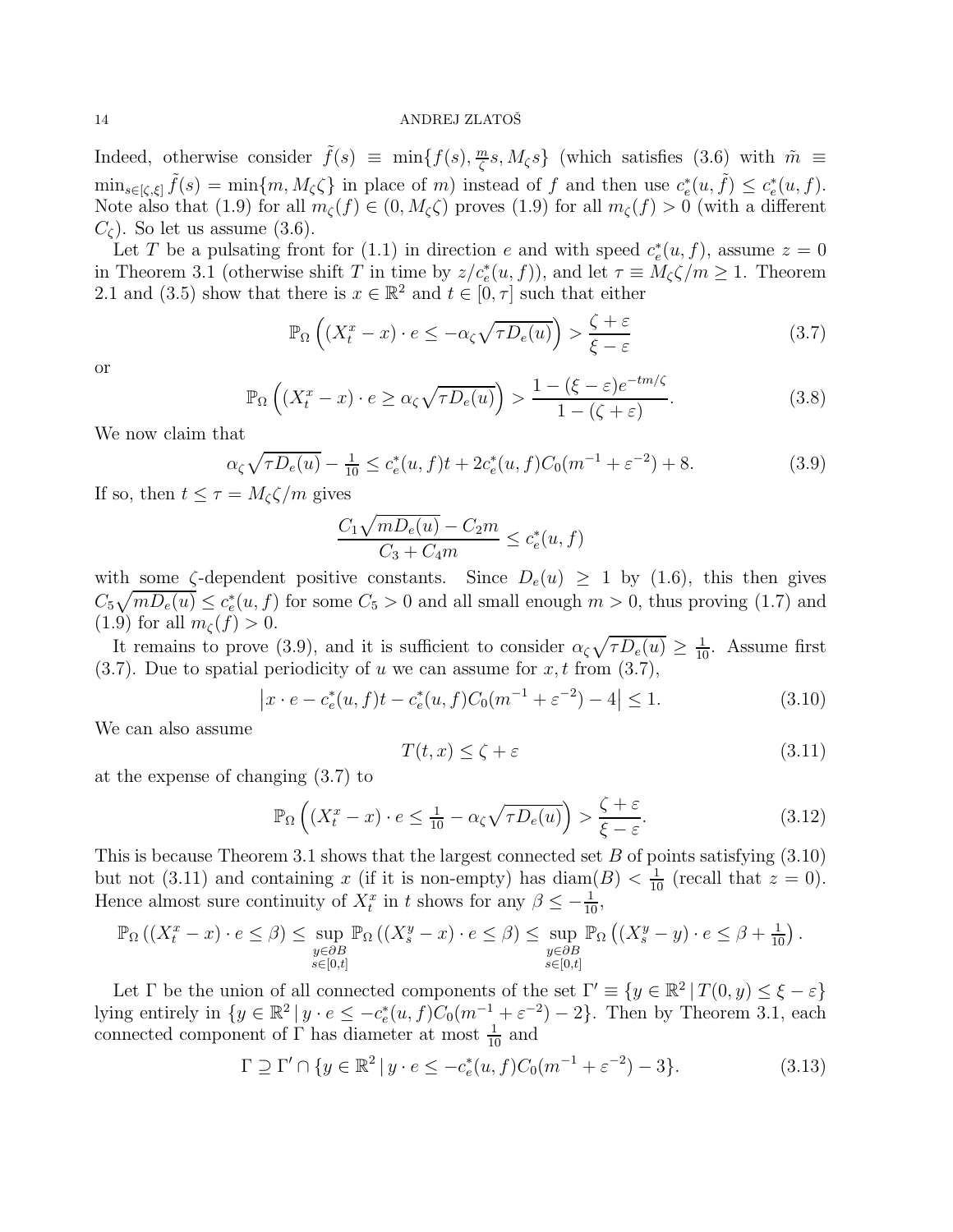Indeed, otherwise consider $\tilde{f}(s) \equiv \min\{f(s), \frac{m}{\zeta}s, M_\zeta s\}$ (which satisfies (3.6) with $\tilde{m} \equiv \min_{s\in[\zeta,\xi]} \tilde{f}(s) = \min\{m, M_\zeta \zeta\}$ in place of $m$) instead of $f$ and then use $c^*_e(u,\tilde{f}) \le c^*_e(u,f)$. Note also that (1.9) for all $m_\zeta(f) \in (0, M_\zeta\zeta)$ proves (1.9) for all $m_\zeta(f) > 0$ (with a different $C_\zeta$). So let us assume (3.6).

Let $T$ be a pulsating front for (1.1) in direction $e$ and with speed $c^*_e(u,f)$, assume $z = 0$ in Theorem 3.1 (otherwise shift $T$ in time by $z/c^*_e(u,f)$), and let $\tau \equiv M_\zeta\zeta/m \ge 1$. Theorem 2.1 and (3.5) show that there is $x \in \mathbb{R}^2$ and $t \in [0,\tau]$ such that either

$$\mathbb{P}_\Omega\left((X^x_t - x)\cdot e \le -\alpha_\zeta\sqrt{\tau D_e(u)}\right) > \frac{\zeta+\varepsilon}{\xi-\varepsilon} \tag{3.7}$$

or

$$\mathbb{P}_\Omega\left((X^x_t - x)\cdot e \ge \alpha_\zeta\sqrt{\tau D_e(u)}\right) > \frac{1-(\xi-\varepsilon)e^{-tm/\zeta}}{1-(\zeta+\varepsilon)}. \tag{3.8}$$

We now claim that

$$\alpha_\zeta\sqrt{\tau D_e(u)} - \tfrac{1}{10} \le c^*_e(u,f)t + 2c^*_e(u,f)C_0(m^{-1}+\varepsilon^{-2}) + 8. \tag{3.9}$$

If so, then $t \le \tau = M_\zeta\zeta/m$ gives

$$\frac{C_1\sqrt{mD_e(u)} - C_2 m}{C_3 + C_4 m} \le c^*_e(u,f)$$

with some $\zeta$-dependent positive constants. Since $D_e(u) \ge 1$ by (1.6), this then gives $C_5\sqrt{mD_e(u)} \le c^*_e(u,f)$ for some $C_5 > 0$ and all small enough $m > 0$, thus proving (1.7) and (1.9) for all $m_\zeta(f) > 0$.

It remains to prove (3.9), and it is sufficient to consider $\alpha_\zeta\sqrt{\tau D_e(u)} \ge \frac{1}{10}$. Assume first (3.7). Due to spatial periodicity of $u$ we can assume for $x, t$ from (3.7),

$$\left|x\cdot e - c^*_e(u,f)t - c^*_e(u,f)C_0(m^{-1}+\varepsilon^{-2}) - 4\right| \le 1. \tag{3.10}$$

We can also assume

$$T(t,x) \le \zeta + \varepsilon \tag{3.11}$$

at the expense of changing (3.7) to

$$\mathbb{P}_\Omega\left((X^x_t - x)\cdot e \le \tfrac{1}{10} - \alpha_\zeta\sqrt{\tau D_e(u)}\right) > \frac{\zeta+\varepsilon}{\xi-\varepsilon}. \tag{3.12}$$

This is because Theorem 3.1 shows that the largest connected set $B$ of points satisfying (3.10) but not (3.11) and containing $x$ (if it is non-empty) has $\operatorname{diam}(B) < \frac{1}{10}$ (recall that $z = 0$). Hence almost sure continuity of $X^x_t$ in $t$ shows for any $\beta \le -\frac{1}{10}$,

$$\mathbb{P}_\Omega\left((X^x_t - x)\cdot e \le \beta\right) \le \sup_{\substack{y\in\partial B\\ s\in[0,t]}} \mathbb{P}_\Omega\left((X^y_s - x)\cdot e \le \beta\right) \le \sup_{\substack{y\in\partial B\\ s\in[0,t]}} \mathbb{P}_\Omega\left((X^y_s - y)\cdot e \le \beta + \tfrac{1}{10}\right).$$

Let $\Gamma$ be the union of all connected components of the set $\Gamma' \equiv \{y \in \mathbb{R}^2 \,|\, T(0,y) \le \xi - \varepsilon\}$ lying entirely in $\{y \in \mathbb{R}^2 \,|\, y\cdot e \le -c^*_e(u,f)C_0(m^{-1}+\varepsilon^{-2}) - 2\}$. Then by Theorem 3.1, each connected component of $\Gamma$ has diameter at most $\frac{1}{10}$ and

$$\Gamma \supseteq \Gamma' \cap \{y \in \mathbb{R}^2 \,|\, y\cdot e \le -c^*_e(u,f)C_0(m^{-1}+\varepsilon^{-2}) - 3\}. \tag{3.13}$$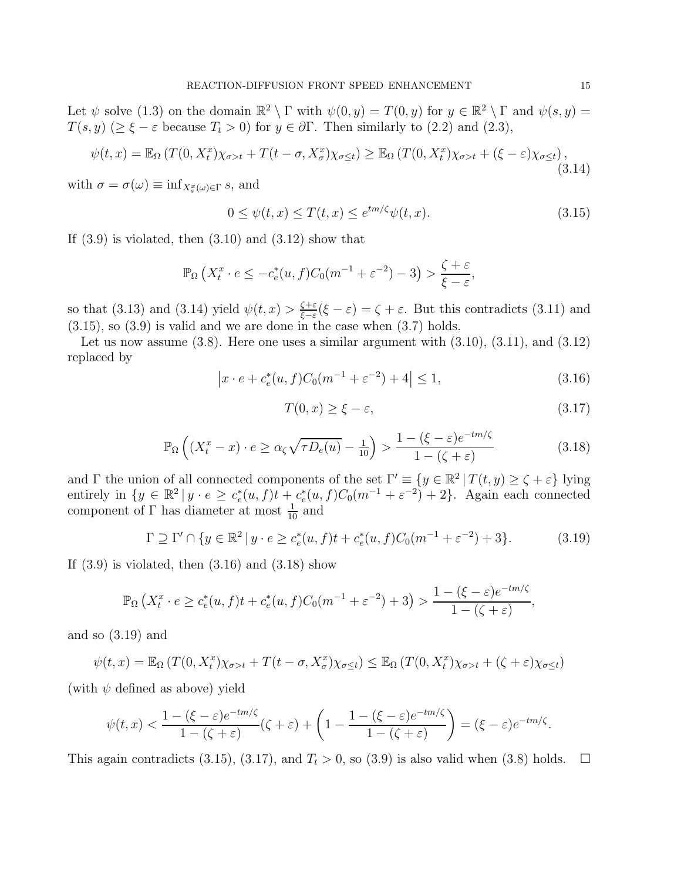Let $\psi$ solve (1.3) on the domain $\mathbb{R}^2 \setminus \Gamma$ with $\psi(0,y) = T(0,y)$ for $y \in \mathbb{R}^2 \setminus \Gamma$ and $\psi(s,y) = T(s,y)$ ($\geq \xi - \varepsilon$ because $T_t > 0$) for $y \in \partial\Gamma$. Then similarly to (2.2) and (2.3),

$$\psi(t,x) = \mathbb{E}_\Omega \left( T(0, X_t^x)\chi_{\sigma>t} + T(t-\sigma, X_\sigma^x)\chi_{\sigma\leq t} \right) \geq \mathbb{E}_\Omega \left( T(0, X_t^x)\chi_{\sigma>t} + (\xi - \varepsilon)\chi_{\sigma\leq t} \right), \tag{3.14}$$

with $\sigma = \sigma(\omega) \equiv \inf_{X_s^x(\omega)\in\Gamma} s$, and

$$0 \leq \psi(t,x) \leq T(t,x) \leq e^{tm/\zeta}\psi(t,x). \tag{3.15}$$

If (3.9) is violated, then (3.10) and (3.12) show that

$$\mathbb{P}_\Omega \left( X_t^x \cdot e \leq -c_e^*(u,f)C_0(m^{-1} + \varepsilon^{-2}) - 3 \right) > \frac{\zeta + \varepsilon}{\xi - \varepsilon},$$

so that (3.13) and (3.14) yield $\psi(t,x) > \frac{\zeta+\varepsilon}{\xi-\varepsilon}(\xi - \varepsilon) = \zeta + \varepsilon$. But this contradicts (3.11) and (3.15), so (3.9) is valid and we are done in the case when (3.7) holds.

Let us now assume (3.8). Here one uses a similar argument with (3.10), (3.11), and (3.12) replaced by

$$\left| x \cdot e + c_e^*(u,f)C_0(m^{-1} + \varepsilon^{-2}) + 4 \right| \leq 1, \tag{3.16}$$

$$T(0,x) \geq \xi - \varepsilon, \tag{3.17}$$

$$\mathbb{P}_\Omega \left( (X_t^x - x) \cdot e \geq \alpha_\zeta \sqrt{\tau D_e(u)} - \tfrac{1}{10} \right) > \frac{1 - (\xi - \varepsilon)e^{-tm/\zeta}}{1 - (\zeta + \varepsilon)} \tag{3.18}$$

and $\Gamma$ the union of all connected components of the set $\Gamma' \equiv \{y \in \mathbb{R}^2 \,|\, T(t,y) \geq \zeta + \varepsilon\}$ lying entirely in $\{y \in \mathbb{R}^2 \,|\, y \cdot e \geq c_e^*(u,f)t + c_e^*(u,f)C_0(m^{-1} + \varepsilon^{-2}) + 2\}$. Again each connected component of $\Gamma$ has diameter at most $\frac{1}{10}$ and

$$\Gamma \supseteq \Gamma' \cap \{y \in \mathbb{R}^2 \,|\, y \cdot e \geq c_e^*(u,f)t + c_e^*(u,f)C_0(m^{-1} + \varepsilon^{-2}) + 3\}. \tag{3.19}$$

If (3.9) is violated, then (3.16) and (3.18) show

$$\mathbb{P}_\Omega \left( X_t^x \cdot e \geq c_e^*(u,f)t + c_e^*(u,f)C_0(m^{-1} + \varepsilon^{-2}) + 3 \right) > \frac{1 - (\xi - \varepsilon)e^{-tm/\zeta}}{1 - (\zeta + \varepsilon)},$$

and so (3.19) and

$$\psi(t,x) = \mathbb{E}_\Omega \left( T(0, X_t^x)\chi_{\sigma>t} + T(t-\sigma, X_\sigma^x)\chi_{\sigma\leq t} \right) \leq \mathbb{E}_\Omega \left( T(0, X_t^x)\chi_{\sigma>t} + (\zeta + \varepsilon)\chi_{\sigma\leq t} \right)$$

(with $\psi$ defined as above) yield

$$\psi(t,x) < \frac{1 - (\xi - \varepsilon)e^{-tm/\zeta}}{1 - (\zeta + \varepsilon)}(\zeta + \varepsilon) + \left( 1 - \frac{1 - (\xi - \varepsilon)e^{-tm/\zeta}}{1 - (\zeta + \varepsilon)} \right) = (\xi - \varepsilon)e^{-tm/\zeta}.$$

This again contradicts (3.15), (3.17), and $T_t > 0$, so (3.9) is also valid when (3.8) holds. $\square$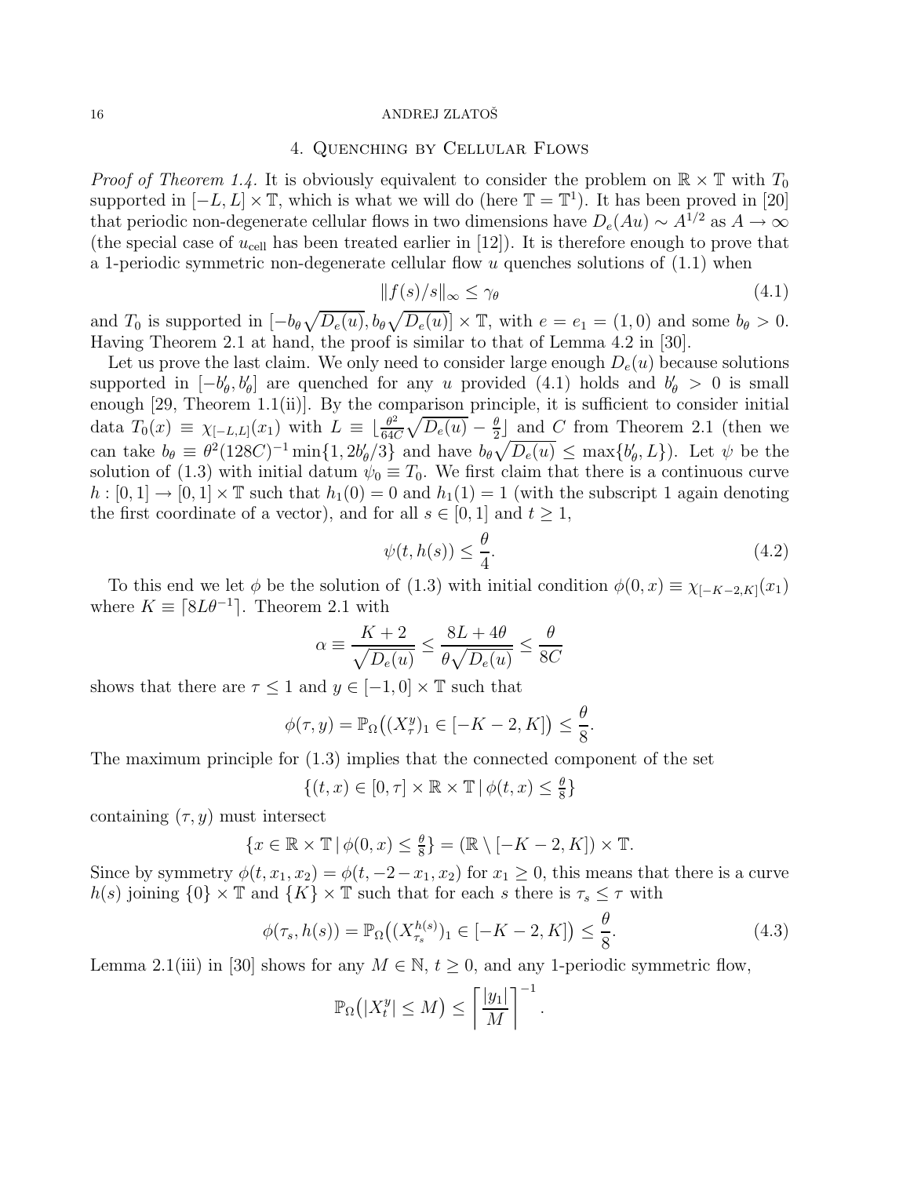## 4. Quenching by Cellular Flows

*Proof of Theorem 1.4.* It is obviously equivalent to consider the problem on $\mathbb{R} \times \mathbb{T}$ with $T_0$ supported in $[-L, L] \times \mathbb{T}$, which is what we will do (here $\mathbb{T} = \mathbb{T}^1$). It has been proved in [20] that periodic non-degenerate cellular flows in two dimensions have $D_e(Au) \sim A^{1/2}$ as $A \to \infty$ (the special case of $u_{\text{cell}}$ has been treated earlier in [12]). It is therefore enough to prove that a 1-periodic symmetric non-degenerate cellular flow $u$ quenches solutions of (1.1) when

$$\|f(s)/s\|_\infty \leq \gamma_\theta \tag{4.1}$$

and $T_0$ is supported in $[-b_\theta \sqrt{D_e(u)}, b_\theta \sqrt{D_e(u)}] \times \mathbb{T}$, with $e = e_1 = (1, 0)$ and some $b_\theta > 0$. Having Theorem 2.1 at hand, the proof is similar to that of Lemma 4.2 in [30].

Let us prove the last claim. We only need to consider large enough $D_e(u)$ because solutions supported in $[-b'_\theta, b'_\theta]$ are quenched for any $u$ provided (4.1) holds and $b'_\theta > 0$ is small enough [29, Theorem 1.1(ii)]. By the comparison principle, it is sufficient to consider initial data $T_0(x) \equiv \chi_{[-L,L]}(x_1)$ with $L \equiv \lfloor \frac{\theta^2}{64C} \sqrt{D_e(u)} - \frac{\theta}{2} \rfloor$ and $C$ from Theorem 2.1 (then we can take $b_\theta \equiv \theta^2 (128C)^{-1} \min\{1, 2b'_\theta/3\}$ and have $b_\theta \sqrt{D_e(u)} \leq \max\{b'_\theta, L\}$). Let $\psi$ be the solution of (1.3) with initial datum $\psi_0 \equiv T_0$. We first claim that there is a continuous curve $h : [0, 1] \to [0, 1] \times \mathbb{T}$ such that $h_1(0) = 0$ and $h_1(1) = 1$ (with the subscript 1 again denoting the first coordinate of a vector), and for all $s \in [0, 1]$ and $t \geq 1$,

$$\psi(t, h(s)) \leq \frac{\theta}{4}. \tag{4.2}$$

To this end we let $\phi$ be the solution of (1.3) with initial condition $\phi(0, x) \equiv \chi_{[-K-2,K]}(x_1)$ where $K \equiv \lceil 8L\theta^{-1} \rceil$. Theorem 2.1 with

$$\alpha \equiv \frac{K + 2}{\sqrt{D_e(u)}} \leq \frac{8L + 4\theta}{\theta \sqrt{D_e(u)}} \leq \frac{\theta}{8C}$$

shows that there are $\tau \leq 1$ and $y \in [-1, 0] \times \mathbb{T}$ such that

$$\phi(\tau, y) = \mathbb{P}_\Omega\big((X^y_\tau)_1 \in [-K-2, K]\big) \leq \frac{\theta}{8}.$$

The maximum principle for (1.3) implies that the connected component of the set

$$\{(t, x) \in [0, \tau] \times \mathbb{R} \times \mathbb{T} \,|\, \phi(t, x) \leq \tfrac{\theta}{8}\}$$

containing $(\tau, y)$ must intersect

$$\{x \in \mathbb{R} \times \mathbb{T} \,|\, \phi(0, x) \leq \tfrac{\theta}{8}\} = (\mathbb{R} \setminus [-K-2, K]) \times \mathbb{T}.$$

Since by symmetry $\phi(t, x_1, x_2) = \phi(t, -2 - x_1, x_2)$ for $x_1 \geq 0$, this means that there is a curve $h(s)$ joining $\{0\} \times \mathbb{T}$ and $\{K\} \times \mathbb{T}$ such that for each $s$ there is $\tau_s \leq \tau$ with

$$\phi(\tau_s, h(s)) = \mathbb{P}_\Omega\big((X^{h(s)}_{\tau_s})_1 \in [-K-2, K]\big) \leq \frac{\theta}{8}. \tag{4.3}$$

Lemma 2.1(iii) in [30] shows for any $M \in \mathbb{N}$, $t \geq 0$, and any 1-periodic symmetric flow,

$$\mathbb{P}_\Omega\big(|X^y_t| \leq M\big) \leq \left\lceil \frac{|y_1|}{M} \right\rceil^{-1}.$$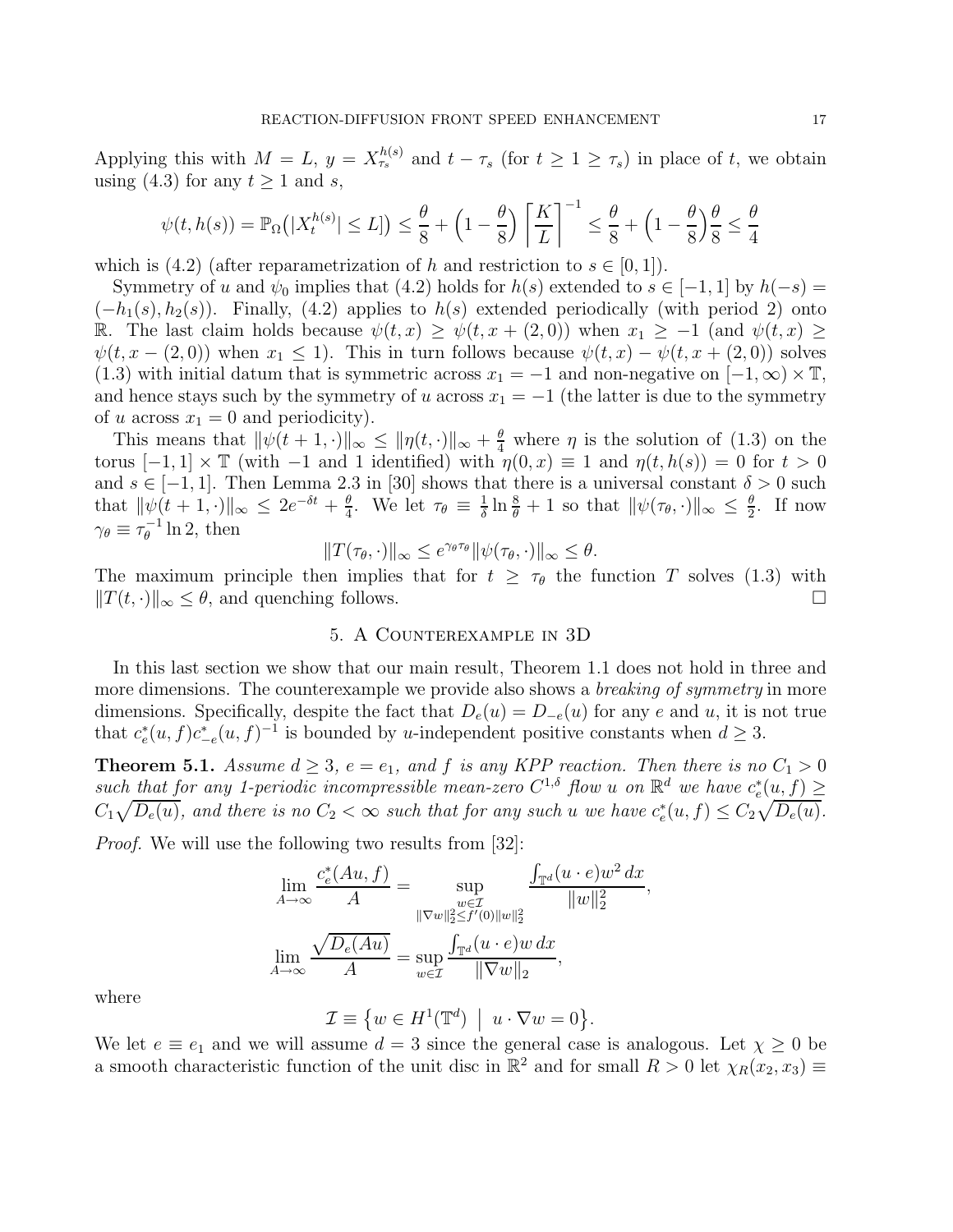Applying this with $M = L$, $y = X_{\tau_s}^{h(s)}$ and $t - \tau_s$ (for $t \ge 1 \ge \tau_s$) in place of $t$, we obtain using (4.3) for any $t \ge 1$ and $s$,

$$\psi(t, h(s)) = \mathbb{P}_\Omega\big(|X_t^{h(s)}| \le L\big) \le \frac{\theta}{8} + \Big(1 - \frac{\theta}{8}\Big)\left\lceil \frac{K}{L} \right\rceil^{-1} \le \frac{\theta}{8} + \Big(1 - \frac{\theta}{8}\Big)\frac{\theta}{8} \le \frac{\theta}{4}$$

which is (4.2) (after reparametrization of $h$ and restriction to $s \in [0,1]$).

Symmetry of $u$ and $\psi_0$ implies that (4.2) holds for $h(s)$ extended to $s \in [-1, 1]$ by $h(-s) = (-h_1(s), h_2(s))$. Finally, (4.2) applies to $h(s)$ extended periodically (with period 2) onto $\mathbb{R}$. The last claim holds because $\psi(t, x) \ge \psi(t, x + (2, 0))$ when $x_1 \ge -1$ (and $\psi(t, x) \ge \psi(t, x - (2, 0))$ when $x_1 \le 1$). This in turn follows because $\psi(t, x) - \psi(t, x + (2, 0))$ solves (1.3) with initial datum that is symmetric across $x_1 = -1$ and non-negative on $[-1, \infty) \times \mathbb{T}$, and hence stays such by the symmetry of $u$ across $x_1 = -1$ (the latter is due to the symmetry of $u$ across $x_1 = 0$ and periodicity).

This means that $\|\psi(t + 1, \cdot)\|_\infty \le \|\eta(t, \cdot)\|_\infty + \frac{\theta}{4}$ where $\eta$ is the solution of (1.3) on the torus $[-1, 1] \times \mathbb{T}$ (with $-1$ and $1$ identified) with $\eta(0, x) \equiv 1$ and $\eta(t, h(s)) = 0$ for $t > 0$ and $s \in [-1, 1]$. Then Lemma 2.3 in [30] shows that there is a universal constant $\delta > 0$ such that $\|\psi(t + 1, \cdot)\|_\infty \le 2e^{-\delta t} + \frac{\theta}{4}$. We let $\tau_\theta \equiv \frac{1}{\delta} \ln \frac{8}{\theta} + 1$ so that $\|\psi(\tau_\theta, \cdot)\|_\infty \le \frac{\theta}{2}$. If now $\gamma_\theta \equiv \tau_\theta^{-1} \ln 2$, then

$$\|T(\tau_\theta, \cdot)\|_\infty \le e^{\gamma_\theta \tau_\theta} \|\psi(\tau_\theta, \cdot)\|_\infty \le \theta.$$

The maximum principle then implies that for $t \ge \tau_\theta$ the function $T$ solves (1.3) with $\|T(t, \cdot)\|_\infty \le \theta$, and quenching follows. $\square$

## 5. A Counterexample in 3D

In this last section we show that our main result, Theorem 1.1 does not hold in three and more dimensions. The counterexample we provide also shows a *breaking of symmetry* in more dimensions. Specifically, despite the fact that $D_e(u) = D_{-e}(u)$ for any $e$ and $u$, it is not true that $c_e^*(u, f)c_{-e}^*(u, f)^{-1}$ is bounded by $u$-independent positive constants when $d \ge 3$.

**Theorem 5.1.** *Assume $d \ge 3$, $e = e_1$, and $f$ is any KPP reaction. Then there is no $C_1 > 0$ such that for any 1-periodic incompressible mean-zero $C^{1,\delta}$ flow $u$ on $\mathbb{R}^d$ we have $c_e^*(u, f) \ge C_1\sqrt{D_e(u)}$, and there is no $C_2 < \infty$ such that for any such $u$ we have $c_e^*(u, f) \le C_2\sqrt{D_e(u)}$.*

*Proof.* We will use the following two results from [32]:

$$\lim_{A \to \infty} \frac{c_e^*(Au, f)}{A} = \sup_{\substack{w \in \mathcal{I} \\ \|\nabla w\|_2^2 \le f'(0)\|w\|_2^2}} \frac{\int_{\mathbb{T}^d} (u \cdot e) w^2 \, dx}{\|w\|_2^2},$$

$$\lim_{A \to \infty} \frac{\sqrt{D_e(Au)}}{A} = \sup_{w \in \mathcal{I}} \frac{\int_{\mathbb{T}^d} (u \cdot e) w \, dx}{\|\nabla w\|_2},$$

where

$$\mathcal{I} \equiv \big\{ w \in H^1(\mathbb{T}^d) \;\big|\; u \cdot \nabla w = 0 \big\}.$$

We let $e \equiv e_1$ and we will assume $d = 3$ since the general case is analogous. Let $\chi \ge 0$ be a smooth characteristic function of the unit disc in $\mathbb{R}^2$ and for small $R > 0$ let $\chi_R(x_2, x_3) \equiv$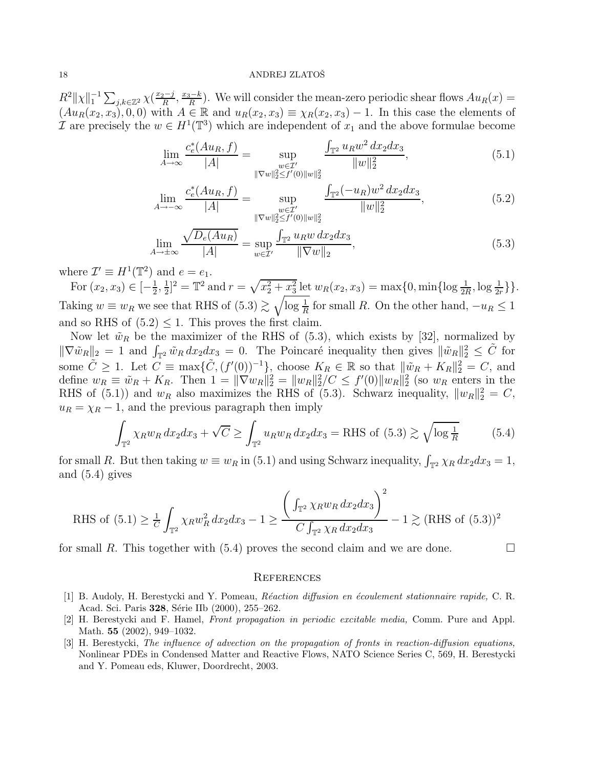$R^2\|\chi\|_1^{-1}\sum_{j,k\in\mathbb{Z}^2}\chi(\frac{x_2-j}{R},\frac{x_3-k}{R})$. We will consider the mean-zero periodic shear flows $Au_R(x) = (Au_R(x_2,x_3),0,0)$ with $A\in\mathbb{R}$ and $u_R(x_2,x_3)\equiv\chi_R(x_2,x_3)-1$. In this case the elements of $\mathcal{I}$ are precisely the $w\in H^1(\mathbb{T}^3)$ which are independent of $x_1$ and the above formulae become

$$\lim_{A\to\infty}\frac{c_e^*(Au_R,f)}{|A|} = \sup_{\substack{w\in\mathcal{I}'\\ \|\nabla w\|_2^2\le f'(0)\|w\|_2^2}}\frac{\int_{\mathbb{T}^2}u_R w^2\,dx_2dx_3}{\|w\|_2^2}, \tag{5.1}$$

$$\lim_{A\to-\infty}\frac{c_e^*(Au_R,f)}{|A|} = \sup_{\substack{w\in\mathcal{I}'\\ \|\nabla w\|_2^2\le f'(0)\|w\|_2^2}}\frac{\int_{\mathbb{T}^2}(-u_R)w^2\,dx_2dx_3}{\|w\|_2^2}, \tag{5.2}$$

$$\lim_{A\to\pm\infty}\frac{\sqrt{D_e(Au_R)}}{|A|} = \sup_{w\in\mathcal{I}'}\frac{\int_{\mathbb{T}^2}u_R w\,dx_2dx_3}{\|\nabla w\|_2}, \tag{5.3}$$

where $\mathcal{I}'\equiv H^1(\mathbb{T}^2)$ and $e=e_1$.

For $(x_2,x_3)\in[-\frac12,\frac12]^2=\mathbb{T}^2$ and $r=\sqrt{x_2^2+x_3^2}$ let $w_R(x_2,x_3)=\max\{0,\min\{\log\frac{1}{2R},\log\frac{1}{2r}\}\}$. Taking $w\equiv w_R$ we see that RHS of (5.3) $\gtrsim\sqrt{\log\frac1R}$ for small $R$. On the other hand, $-u_R\le 1$ and so RHS of (5.2) $\le 1$. This proves the first claim.

Now let $\tilde w_R$ be the maximizer of the RHS of (5.3), which exists by [32], normalized by $\|\nabla\tilde w_R\|_2=1$ and $\int_{\mathbb{T}^2}\tilde w_R\,dx_2dx_3=0$. The Poincaré inequality then gives $\|\tilde w_R\|_2^2\le\tilde C$ for some $\tilde C\ge 1$. Let $C\equiv\max\{\tilde C,(f'(0))^{-1}\}$, choose $K_R\in\mathbb{R}$ so that $\|\tilde w_R+K_R\|_2^2=C$, and define $w_R\equiv\tilde w_R+K_R$. Then $1=\|\nabla w_R\|_2^2=\|w_R\|_2^2/C\le f'(0)\|w_R\|_2^2$ (so $w_R$ enters in the RHS of (5.1)) and $w_R$ also maximizes the RHS of (5.3). Schwarz inequality, $\|w_R\|_2^2=C$, $u_R=\chi_R-1$, and the previous paragraph then imply

$$\int_{\mathbb{T}^2}\chi_R w_R\,dx_2dx_3+\sqrt{C}\ge\int_{\mathbb{T}^2}u_R w_R\,dx_2dx_3=\text{RHS of (5.3)}\gtrsim\sqrt{\log\tfrac1R} \tag{5.4}$$

for small $R$. But then taking $w\equiv w_R$ in (5.1) and using Schwarz inequality, $\int_{\mathbb{T}^2}\chi_R\,dx_2dx_3=1$, and (5.4) gives

$$\text{RHS of (5.1)}\ge\tfrac1C\int_{\mathbb{T}^2}\chi_R w_R^2\,dx_2dx_3-1\ge\frac{\left(\int_{\mathbb{T}^2}\chi_R w_R\,dx_2dx_3\right)^2}{C\int_{\mathbb{T}^2}\chi_R\,dx_2dx_3}-1\gtrsim(\text{RHS of (5.3)})^2$$

for small $R$. This together with (5.4) proves the second claim and we are done. $\square$

## References

[1] B. Audoly, H. Berestycki and Y. Pomeau, *Réaction diffusion en écoulement stationnaire rapide,* C. R. Acad. Sci. Paris **328**, Série IIb (2000), 255–262.

[2] H. Berestycki and F. Hamel, *Front propagation in periodic excitable media,* Comm. Pure and Appl. Math. **55** (2002), 949–1032.

[3] H. Berestycki, *The influence of advection on the propagation of fronts in reaction-diffusion equations,* Nonlinear PDEs in Condensed Matter and Reactive Flows, NATO Science Series C, 569, H. Berestycki and Y. Pomeau eds, Kluwer, Doordrecht, 2003.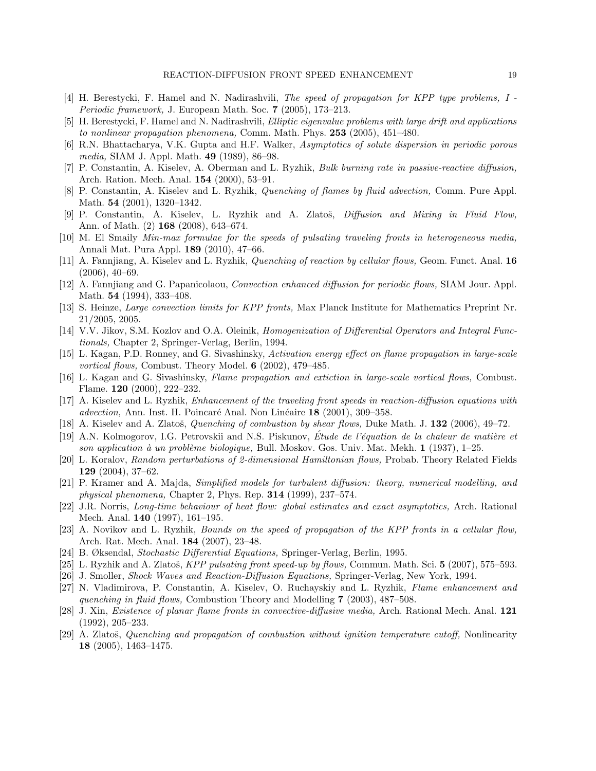[4] H. Berestycki, F. Hamel and N. Nadirashvili, *The speed of propagation for KPP type problems, I - Periodic framework,* J. European Math. Soc. **7** (2005), 173–213.

[5] H. Berestycki, F. Hamel and N. Nadirashvili, *Elliptic eigenvalue problems with large drift and applications to nonlinear propagation phenomena,* Comm. Math. Phys. **253** (2005), 451–480.

[6] R.N. Bhattacharya, V.K. Gupta and H.F. Walker, *Asymptotics of solute dispersion in periodic porous media,* SIAM J. Appl. Math. **49** (1989), 86–98.

[7] P. Constantin, A. Kiselev, A. Oberman and L. Ryzhik, *Bulk burning rate in passive-reactive diffusion,* Arch. Ration. Mech. Anal. **154** (2000), 53–91.

[8] P. Constantin, A. Kiselev and L. Ryzhik, *Quenching of flames by fluid advection,* Comm. Pure Appl. Math. **54** (2001), 1320–1342.

[9] P. Constantin, A. Kiselev, L. Ryzhik and A. Zlatoš, *Diffusion and Mixing in Fluid Flow,* Ann. of Math. (2) **168** (2008), 643–674.

[10] M. El Smaily *Min-max formulae for the speeds of pulsating traveling fronts in heterogeneous media,* Annali Mat. Pura Appl. **189** (2010), 47–66.

[11] A. Fannjiang, A. Kiselev and L. Ryzhik, *Quenching of reaction by cellular flows,* Geom. Funct. Anal. **16** (2006), 40–69.

[12] A. Fannjiang and G. Papanicolaou, *Convection enhanced diffusion for periodic flows,* SIAM Jour. Appl. Math. **54** (1994), 333–408.

[13] S. Heinze, *Large convection limits for KPP fronts,* Max Planck Institute for Mathematics Preprint Nr. 21/2005, 2005.

[14] V.V. Jikov, S.M. Kozlov and O.A. Oleinik, *Homogenization of Differential Operators and Integral Functionals,* Chapter 2, Springer-Verlag, Berlin, 1994.

[15] L. Kagan, P.D. Ronney, and G. Sivashinsky, *Activation energy effect on flame propagation in large-scale vortical flows,* Combust. Theory Model. **6** (2002), 479–485.

[16] L. Kagan and G. Sivashinsky, *Flame propagation and extiction in large-scale vortical flows,* Combust. Flame. **120** (2000), 222–232.

[17] A. Kiselev and L. Ryzhik, *Enhancement of the traveling front speeds in reaction-diffusion equations with advection,* Ann. Inst. H. Poincaré Anal. Non Linéaire **18** (2001), 309–358.

[18] A. Kiselev and A. Zlatoš, *Quenching of combustion by shear flows,* Duke Math. J. **132** (2006), 49–72.

[19] A.N. Kolmogorov, I.G. Petrovskii and N.S. Piskunov, *Étude de l'équation de la chaleur de matière et son application à un problème biologique,* Bull. Moskov. Gos. Univ. Mat. Mekh. **1** (1937), 1–25.

[20] L. Koralov, *Random perturbations of 2-dimensional Hamiltonian flows,* Probab. Theory Related Fields **129** (2004), 37–62.

[21] P. Kramer and A. Majda, *Simplified models for turbulent diffusion: theory, numerical modelling, and physical phenomena,* Chapter 2, Phys. Rep. **314** (1999), 237–574.

[22] J.R. Norris, *Long-time behaviour of heat flow: global estimates and exact asymptotics,* Arch. Rational Mech. Anal. **140** (1997), 161–195.

[23] A. Novikov and L. Ryzhik, *Bounds on the speed of propagation of the KPP fronts in a cellular flow,* Arch. Rat. Mech. Anal. **184** (2007), 23–48.

[24] B. Øksendal, *Stochastic Differential Equations,* Springer-Verlag, Berlin, 1995.

[25] L. Ryzhik and A. Zlatoš, *KPP pulsating front speed-up by flows,* Commun. Math. Sci. **5** (2007), 575–593.

[26] J. Smoller, *Shock Waves and Reaction-Diffusion Equations,* Springer-Verlag, New York, 1994.

[27] N. Vladimirova, P. Constantin, A. Kiselev, O. Ruchayskiy and L. Ryzhik, *Flame enhancement and quenching in fluid flows,* Combustion Theory and Modelling **7** (2003), 487–508.

[28] J. Xin, *Existence of planar flame fronts in convective-diffusive media,* Arch. Rational Mech. Anal. **121** (1992), 205–233.

[29] A. Zlatoš, *Quenching and propagation of combustion without ignition temperature cutoff,* Nonlinearity **18** (2005), 1463–1475.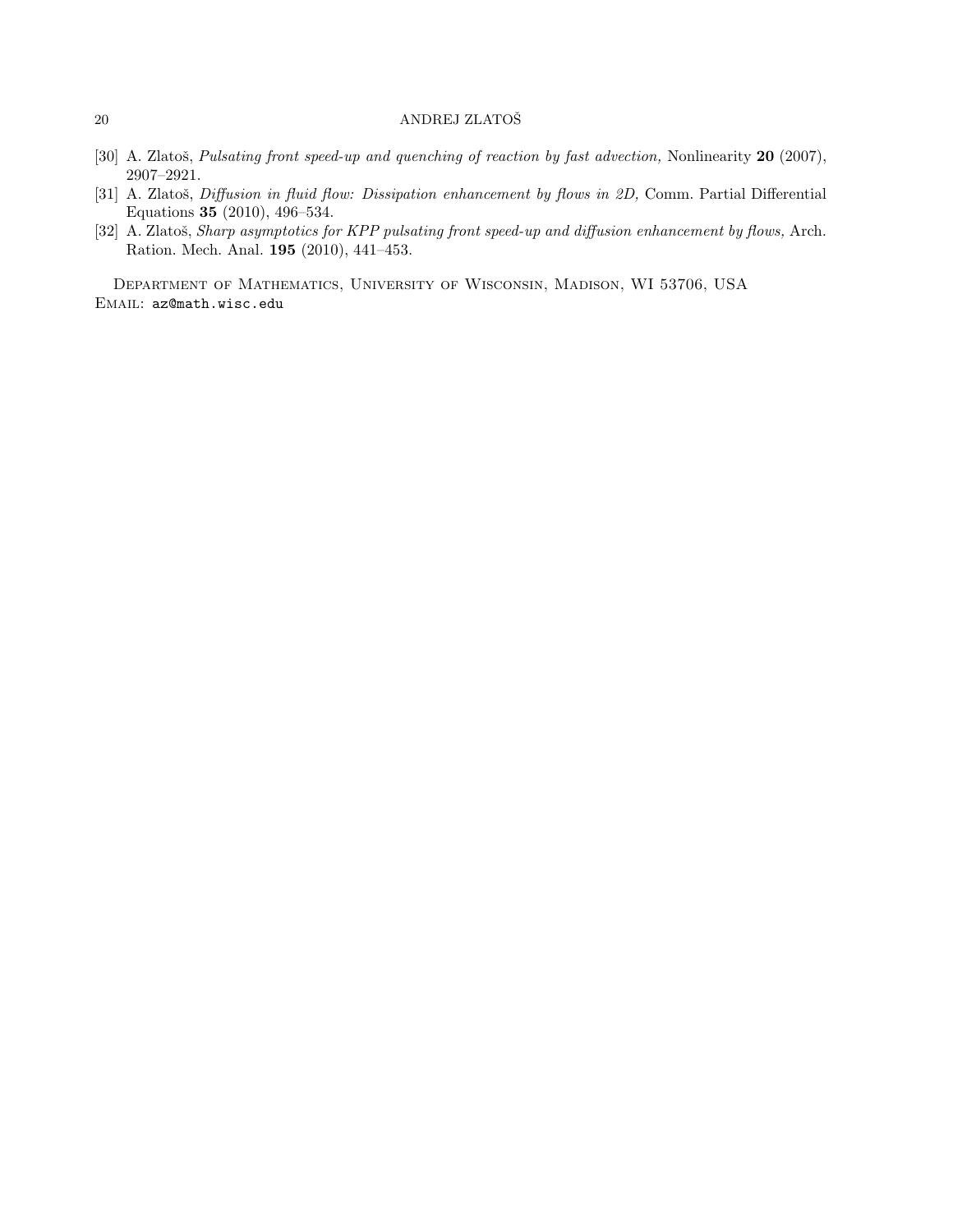[30] A. Zlatoš, *Pulsating front speed-up and quenching of reaction by fast advection,* Nonlinearity **20** (2007), 2907–2921.

[31] A. Zlatoš, *Diffusion in fluid flow: Dissipation enhancement by flows in 2D,* Comm. Partial Differential Equations **35** (2010), 496–534.

[32] A. Zlatoš, *Sharp asymptotics for KPP pulsating front speed-up and diffusion enhancement by flows,* Arch. Ration. Mech. Anal. **195** (2010), 441–453.

Department of Mathematics, University of Wisconsin, Madison, WI 53706, USA
Email: az@math.wisc.edu